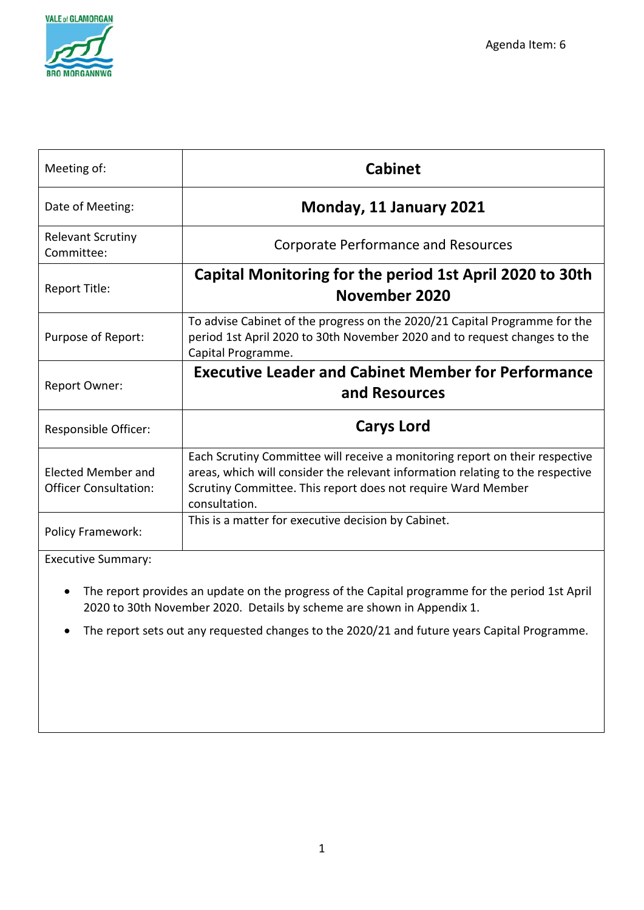Agenda Item: 6

| Meeting of: | **Cabinet** |
|---|---|
| Date of Meeting: | **Monday, 11 January 2021** |
| Relevant Scrutiny Committee: | Corporate Performance and Resources |
| Report Title: | **Capital Monitoring for the period 1st April 2020 to 30th November 2020** |
| Purpose of Report: | To advise Cabinet of the progress on the 2020/21 Capital Programme for the period 1st April 2020 to 30th November 2020 and to request changes to the Capital Programme. |
| Report Owner: | **Executive Leader and Cabinet Member for Performance and Resources** |
| Responsible Officer: | **Carys Lord** |
| Elected Member and Officer Consultation: | Each Scrutiny Committee will receive a monitoring report on their respective areas, which will consider the relevant information relating to the respective Scrutiny Committee. This report does not require Ward Member consultation. |
| Policy Framework: | This is a matter for executive decision by Cabinet. |

Executive Summary:

- The report provides an update on the progress of the Capital programme for the period 1st April 2020 to 30th November 2020. Details by scheme are shown in Appendix 1.
- The report sets out any requested changes to the 2020/21 and future years Capital Programme.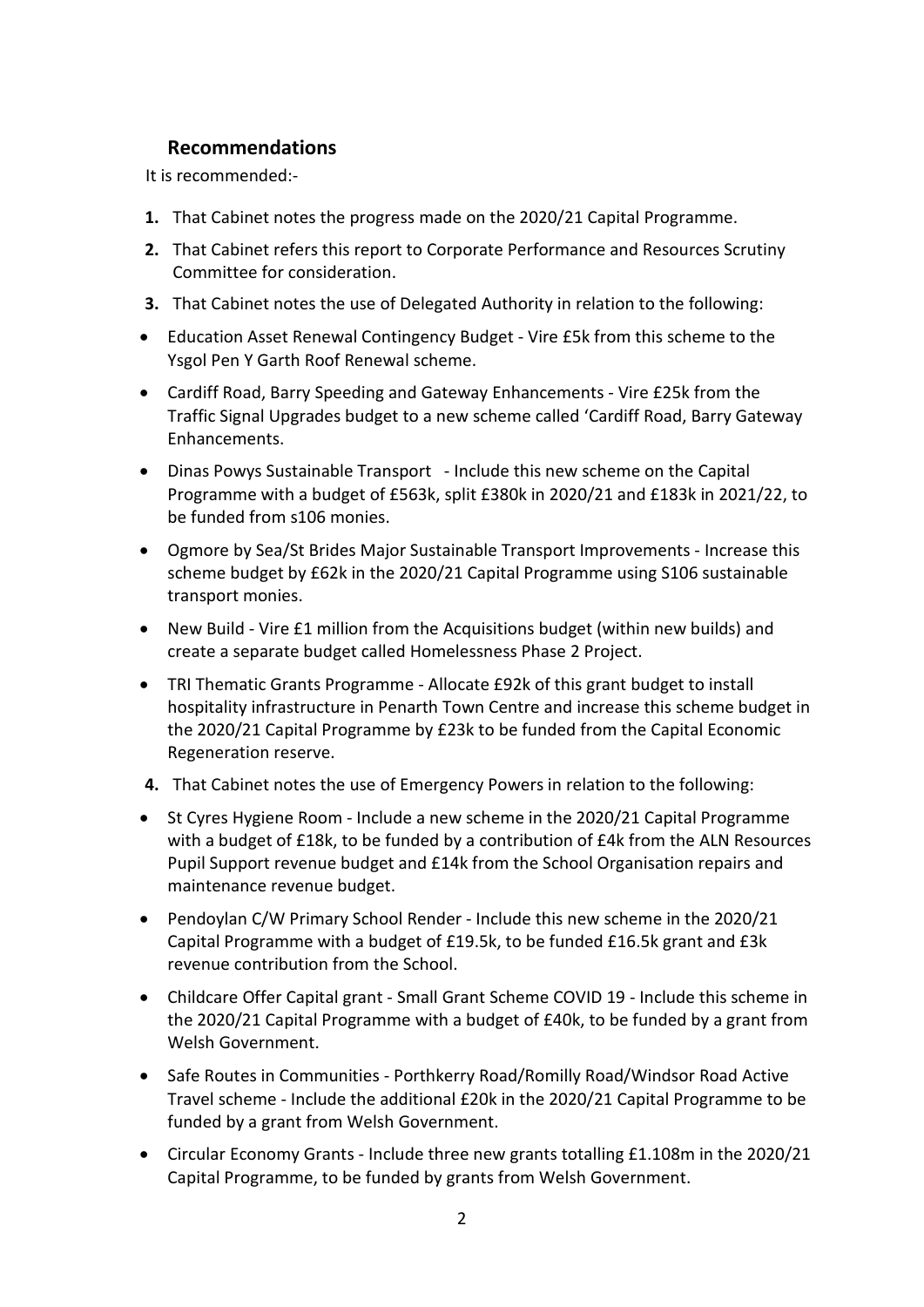## Recommendations

It is recommended:-

1. That Cabinet notes the progress made on the 2020/21 Capital Programme.
2. That Cabinet refers this report to Corporate Performance and Resources Scrutiny Committee for consideration.
3. That Cabinet notes the use of Delegated Authority in relation to the following:

- Education Asset Renewal Contingency Budget - Vire £5k from this scheme to the Ysgol Pen Y Garth Roof Renewal scheme.
- Cardiff Road, Barry Speeding and Gateway Enhancements - Vire £25k from the Traffic Signal Upgrades budget to a new scheme called 'Cardiff Road, Barry Gateway Enhancements.
- Dinas Powys Sustainable Transport - Include this new scheme on the Capital Programme with a budget of £563k, split £380k in 2020/21 and £183k in 2021/22, to be funded from s106 monies.
- Ogmore by Sea/St Brides Major Sustainable Transport Improvements - Increase this scheme budget by £62k in the 2020/21 Capital Programme using S106 sustainable transport monies.
- New Build - Vire £1 million from the Acquisitions budget (within new builds) and create a separate budget called Homelessness Phase 2 Project.
- TRI Thematic Grants Programme - Allocate £92k of this grant budget to install hospitality infrastructure in Penarth Town Centre and increase this scheme budget in the 2020/21 Capital Programme by £23k to be funded from the Capital Economic Regeneration reserve.

4. That Cabinet notes the use of Emergency Powers in relation to the following:

- St Cyres Hygiene Room - Include a new scheme in the 2020/21 Capital Programme with a budget of £18k, to be funded by a contribution of £4k from the ALN Resources Pupil Support revenue budget and £14k from the School Organisation repairs and maintenance revenue budget.
- Pendoylan C/W Primary School Render - Include this new scheme in the 2020/21 Capital Programme with a budget of £19.5k, to be funded £16.5k grant and £3k revenue contribution from the School.
- Childcare Offer Capital grant - Small Grant Scheme COVID 19 - Include this scheme in the 2020/21 Capital Programme with a budget of £40k, to be funded by a grant from Welsh Government.
- Safe Routes in Communities - Porthkerry Road/Romilly Road/Windsor Road Active Travel scheme - Include the additional £20k in the 2020/21 Capital Programme to be funded by a grant from Welsh Government.
- Circular Economy Grants - Include three new grants totalling £1.108m in the 2020/21 Capital Programme, to be funded by grants from Welsh Government.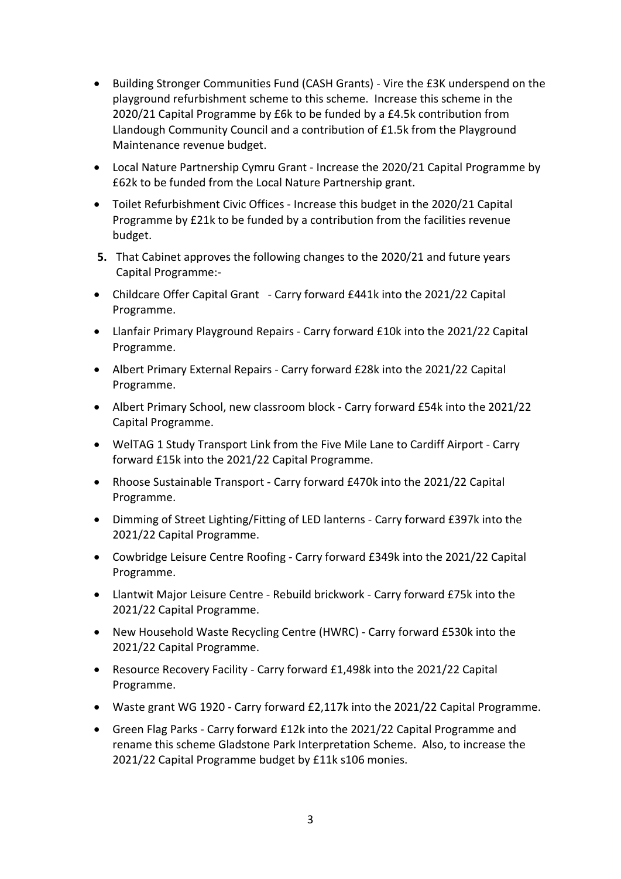- Building Stronger Communities Fund (CASH Grants) - Vire the £3K underspend on the playground refurbishment scheme to this scheme. Increase this scheme in the 2020/21 Capital Programme by £6k to be funded by a £4.5k contribution from Llandough Community Council and a contribution of £1.5k from the Playground Maintenance revenue budget.
- Local Nature Partnership Cymru Grant - Increase the 2020/21 Capital Programme by £62k to be funded from the Local Nature Partnership grant.
- Toilet Refurbishment Civic Offices - Increase this budget in the 2020/21 Capital Programme by £21k to be funded by a contribution from the facilities revenue budget.

**5.** That Cabinet approves the following changes to the 2020/21 and future years Capital Programme:-

- Childcare Offer Capital Grant - Carry forward £441k into the 2021/22 Capital Programme.
- Llanfair Primary Playground Repairs - Carry forward £10k into the 2021/22 Capital Programme.
- Albert Primary External Repairs - Carry forward £28k into the 2021/22 Capital Programme.
- Albert Primary School, new classroom block - Carry forward £54k into the 2021/22 Capital Programme.
- WelTAG 1 Study Transport Link from the Five Mile Lane to Cardiff Airport - Carry forward £15k into the 2021/22 Capital Programme.
- Rhoose Sustainable Transport - Carry forward £470k into the 2021/22 Capital Programme.
- Dimming of Street Lighting/Fitting of LED lanterns - Carry forward £397k into the 2021/22 Capital Programme.
- Cowbridge Leisure Centre Roofing - Carry forward £349k into the 2021/22 Capital Programme.
- Llantwit Major Leisure Centre - Rebuild brickwork - Carry forward £75k into the 2021/22 Capital Programme.
- New Household Waste Recycling Centre (HWRC) - Carry forward £530k into the 2021/22 Capital Programme.
- Resource Recovery Facility - Carry forward £1,498k into the 2021/22 Capital Programme.
- Waste grant WG 1920 - Carry forward £2,117k into the 2021/22 Capital Programme.
- Green Flag Parks - Carry forward £12k into the 2021/22 Capital Programme and rename this scheme Gladstone Park Interpretation Scheme. Also, to increase the 2021/22 Capital Programme budget by £11k s106 monies.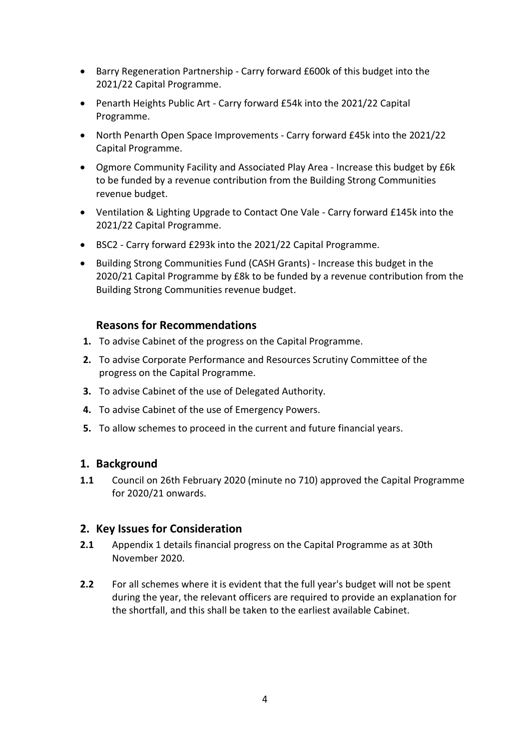- Barry Regeneration Partnership - Carry forward £600k of this budget into the 2021/22 Capital Programme.
- Penarth Heights Public Art - Carry forward £54k into the 2021/22 Capital Programme.
- North Penarth Open Space Improvements - Carry forward £45k into the 2021/22 Capital Programme.
- Ogmore Community Facility and Associated Play Area - Increase this budget by £6k to be funded by a revenue contribution from the Building Strong Communities revenue budget.
- Ventilation & Lighting Upgrade to Contact One Vale - Carry forward £145k into the 2021/22 Capital Programme.
- BSC2 - Carry forward £293k into the 2021/22 Capital Programme.
- Building Strong Communities Fund (CASH Grants) - Increase this budget in the 2020/21 Capital Programme by £8k to be funded by a revenue contribution from the Building Strong Communities revenue budget.

### Reasons for Recommendations

1. To advise Cabinet of the progress on the Capital Programme.
2. To advise Corporate Performance and Resources Scrutiny Committee of the progress on the Capital Programme.
3. To advise Cabinet of the use of Delegated Authority.
4. To advise Cabinet of the use of Emergency Powers.
5. To allow schemes to proceed in the current and future financial years.

## 1. Background

**1.1** Council on 26th February 2020 (minute no 710) approved the Capital Programme for 2020/21 onwards.

## 2. Key Issues for Consideration

**2.1** Appendix 1 details financial progress on the Capital Programme as at 30th November 2020.

**2.2** For all schemes where it is evident that the full year's budget will not be spent during the year, the relevant officers are required to provide an explanation for the shortfall, and this shall be taken to the earliest available Cabinet.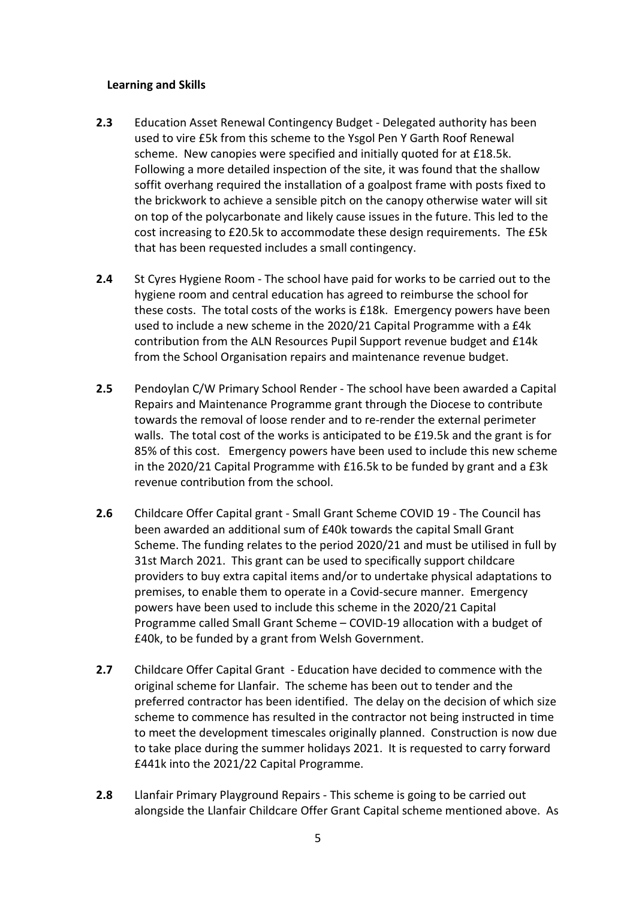**Learning and Skills**

**2.3** Education Asset Renewal Contingency Budget - Delegated authority has been used to vire £5k from this scheme to the Ysgol Pen Y Garth Roof Renewal scheme. New canopies were specified and initially quoted for at £18.5k. Following a more detailed inspection of the site, it was found that the shallow soffit overhang required the installation of a goalpost frame with posts fixed to the brickwork to achieve a sensible pitch on the canopy otherwise water will sit on top of the polycarbonate and likely cause issues in the future. This led to the cost increasing to £20.5k to accommodate these design requirements. The £5k that has been requested includes a small contingency.

**2.4** St Cyres Hygiene Room - The school have paid for works to be carried out to the hygiene room and central education has agreed to reimburse the school for these costs. The total costs of the works is £18k. Emergency powers have been used to include a new scheme in the 2020/21 Capital Programme with a £4k contribution from the ALN Resources Pupil Support revenue budget and £14k from the School Organisation repairs and maintenance revenue budget.

**2.5** Pendoylan C/W Primary School Render - The school have been awarded a Capital Repairs and Maintenance Programme grant through the Diocese to contribute towards the removal of loose render and to re-render the external perimeter walls. The total cost of the works is anticipated to be £19.5k and the grant is for 85% of this cost. Emergency powers have been used to include this new scheme in the 2020/21 Capital Programme with £16.5k to be funded by grant and a £3k revenue contribution from the school.

**2.6** Childcare Offer Capital grant - Small Grant Scheme COVID 19 - The Council has been awarded an additional sum of £40k towards the capital Small Grant Scheme. The funding relates to the period 2020/21 and must be utilised in full by 31st March 2021. This grant can be used to specifically support childcare providers to buy extra capital items and/or to undertake physical adaptations to premises, to enable them to operate in a Covid-secure manner. Emergency powers have been used to include this scheme in the 2020/21 Capital Programme called Small Grant Scheme – COVID-19 allocation with a budget of £40k, to be funded by a grant from Welsh Government.

**2.7** Childcare Offer Capital Grant - Education have decided to commence with the original scheme for Llanfair. The scheme has been out to tender and the preferred contractor has been identified. The delay on the decision of which size scheme to commence has resulted in the contractor not being instructed in time to meet the development timescales originally planned. Construction is now due to take place during the summer holidays 2021. It is requested to carry forward £441k into the 2021/22 Capital Programme.

**2.8** Llanfair Primary Playground Repairs - This scheme is going to be carried out alongside the Llanfair Childcare Offer Grant Capital scheme mentioned above. As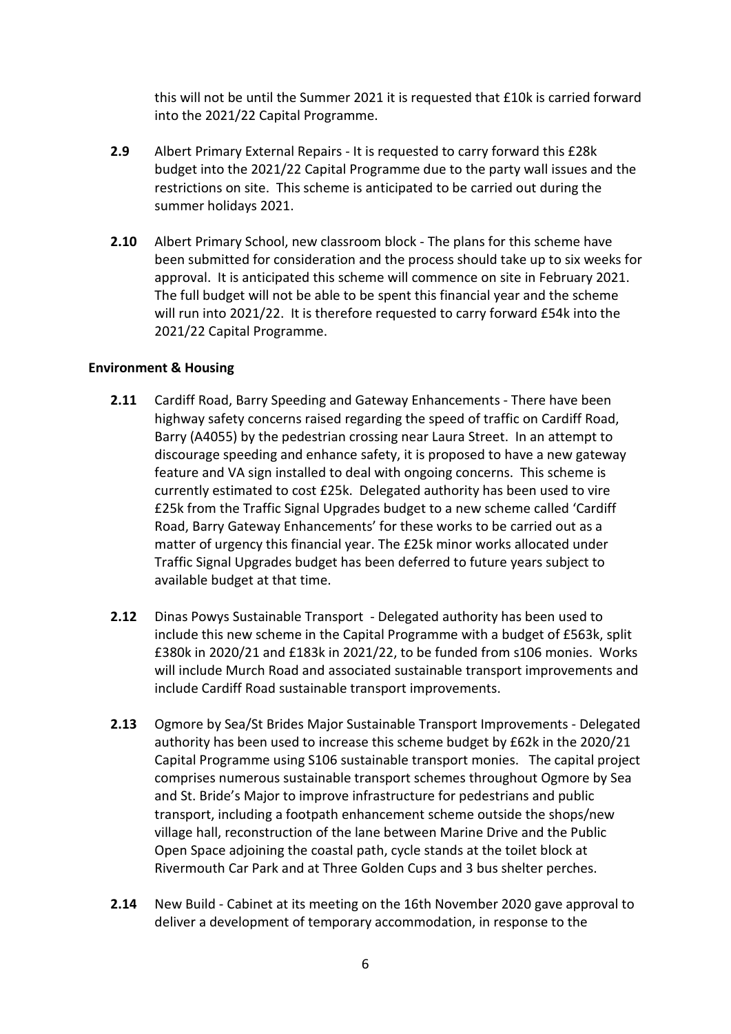this will not be until the Summer 2021 it is requested that £10k is carried forward into the 2021/22 Capital Programme.

**2.9** Albert Primary External Repairs - It is requested to carry forward this £28k budget into the 2021/22 Capital Programme due to the party wall issues and the restrictions on site. This scheme is anticipated to be carried out during the summer holidays 2021.

**2.10** Albert Primary School, new classroom block - The plans for this scheme have been submitted for consideration and the process should take up to six weeks for approval. It is anticipated this scheme will commence on site in February 2021. The full budget will not be able to be spent this financial year and the scheme will run into 2021/22. It is therefore requested to carry forward £54k into the 2021/22 Capital Programme.

**Environment & Housing**

**2.11** Cardiff Road, Barry Speeding and Gateway Enhancements - There have been highway safety concerns raised regarding the speed of traffic on Cardiff Road, Barry (A4055) by the pedestrian crossing near Laura Street. In an attempt to discourage speeding and enhance safety, it is proposed to have a new gateway feature and VA sign installed to deal with ongoing concerns. This scheme is currently estimated to cost £25k. Delegated authority has been used to vire £25k from the Traffic Signal Upgrades budget to a new scheme called 'Cardiff Road, Barry Gateway Enhancements' for these works to be carried out as a matter of urgency this financial year. The £25k minor works allocated under Traffic Signal Upgrades budget has been deferred to future years subject to available budget at that time.

**2.12** Dinas Powys Sustainable Transport - Delegated authority has been used to include this new scheme in the Capital Programme with a budget of £563k, split £380k in 2020/21 and £183k in 2021/22, to be funded from s106 monies. Works will include Murch Road and associated sustainable transport improvements and include Cardiff Road sustainable transport improvements.

**2.13** Ogmore by Sea/St Brides Major Sustainable Transport Improvements - Delegated authority has been used to increase this scheme budget by £62k in the 2020/21 Capital Programme using S106 sustainable transport monies. The capital project comprises numerous sustainable transport schemes throughout Ogmore by Sea and St. Bride's Major to improve infrastructure for pedestrians and public transport, including a footpath enhancement scheme outside the shops/new village hall, reconstruction of the lane between Marine Drive and the Public Open Space adjoining the coastal path, cycle stands at the toilet block at Rivermouth Car Park and at Three Golden Cups and 3 bus shelter perches.

**2.14** New Build - Cabinet at its meeting on the 16th November 2020 gave approval to deliver a development of temporary accommodation, in response to the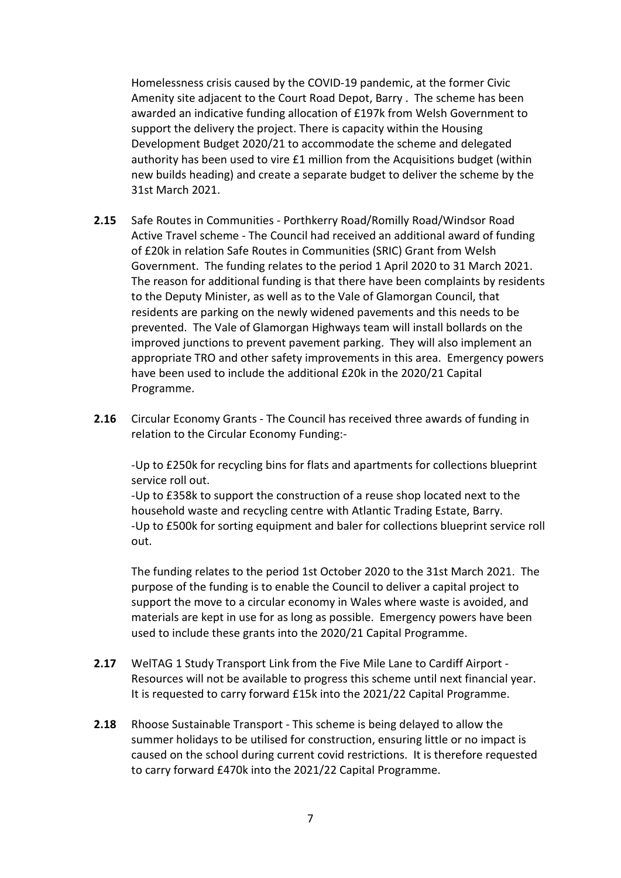Homelessness crisis caused by the COVID-19 pandemic, at the former Civic Amenity site adjacent to the Court Road Depot, Barry . The scheme has been awarded an indicative funding allocation of £197k from Welsh Government to support the delivery the project. There is capacity within the Housing Development Budget 2020/21 to accommodate the scheme and delegated authority has been used to vire £1 million from the Acquisitions budget (within new builds heading) and create a separate budget to deliver the scheme by the 31st March 2021.

**2.15** Safe Routes in Communities - Porthkerry Road/Romilly Road/Windsor Road Active Travel scheme - The Council had received an additional award of funding of £20k in relation Safe Routes in Communities (SRIC) Grant from Welsh Government. The funding relates to the period 1 April 2020 to 31 March 2021. The reason for additional funding is that there have been complaints by residents to the Deputy Minister, as well as to the Vale of Glamorgan Council, that residents are parking on the newly widened pavements and this needs to be prevented. The Vale of Glamorgan Highways team will install bollards on the improved junctions to prevent pavement parking. They will also implement an appropriate TRO and other safety improvements in this area. Emergency powers have been used to include the additional £20k in the 2020/21 Capital Programme.

**2.16** Circular Economy Grants - The Council has received three awards of funding in relation to the Circular Economy Funding:-

-Up to £250k for recycling bins for flats and apartments for collections blueprint service roll out.
-Up to £358k to support the construction of a reuse shop located next to the household waste and recycling centre with Atlantic Trading Estate, Barry.
-Up to £500k for sorting equipment and baler for collections blueprint service roll out.

The funding relates to the period 1st October 2020 to the 31st March 2021. The purpose of the funding is to enable the Council to deliver a capital project to support the move to a circular economy in Wales where waste is avoided, and materials are kept in use for as long as possible. Emergency powers have been used to include these grants into the 2020/21 Capital Programme.

**2.17** WelTAG 1 Study Transport Link from the Five Mile Lane to Cardiff Airport - Resources will not be available to progress this scheme until next financial year. It is requested to carry forward £15k into the 2021/22 Capital Programme.

**2.18** Rhoose Sustainable Transport - This scheme is being delayed to allow the summer holidays to be utilised for construction, ensuring little or no impact is caused on the school during current covid restrictions. It is therefore requested to carry forward £470k into the 2021/22 Capital Programme.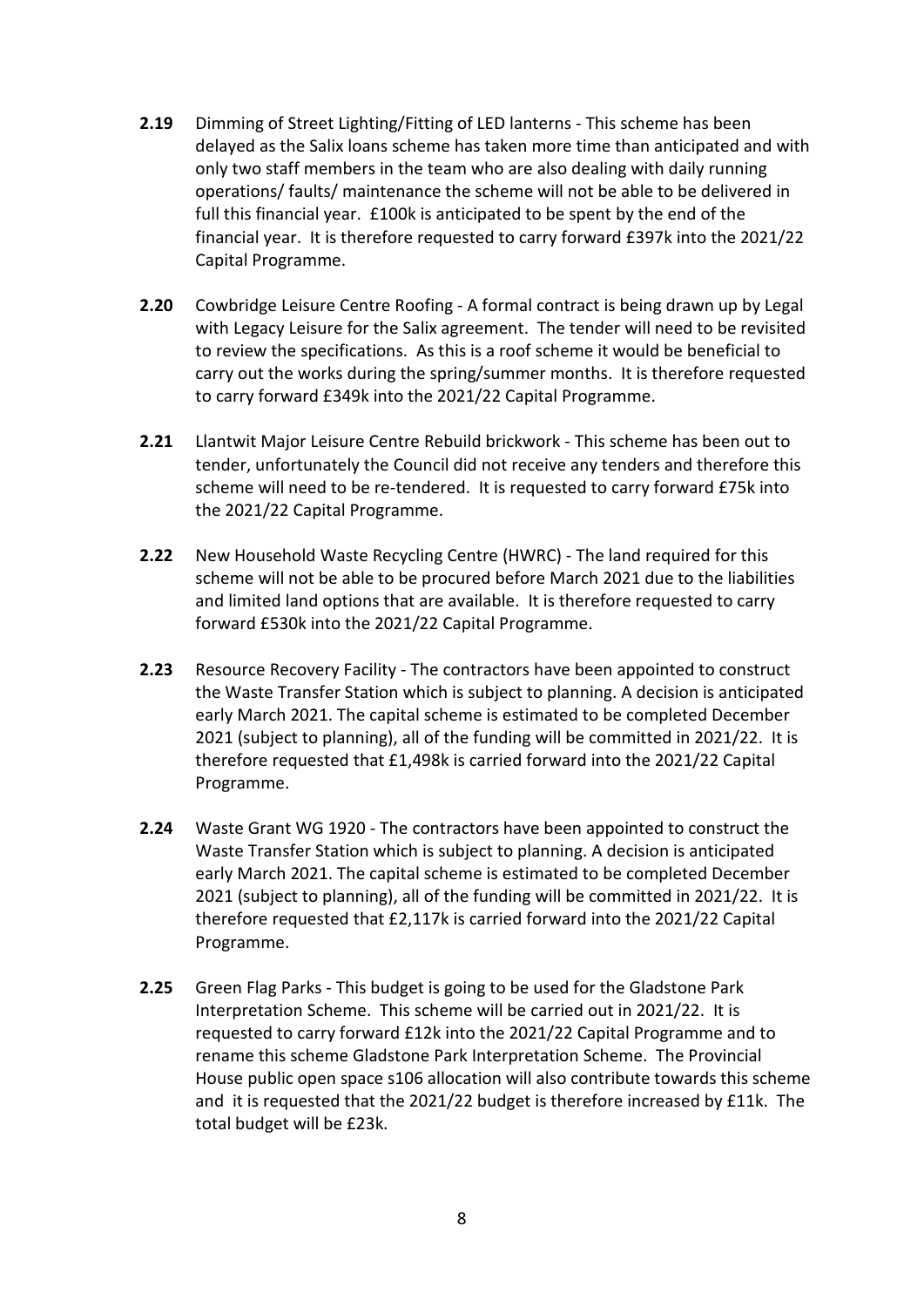**2.19** Dimming of Street Lighting/Fitting of LED lanterns - This scheme has been delayed as the Salix loans scheme has taken more time than anticipated and with only two staff members in the team who are also dealing with daily running operations/ faults/ maintenance the scheme will not be able to be delivered in full this financial year. £100k is anticipated to be spent by the end of the financial year. It is therefore requested to carry forward £397k into the 2021/22 Capital Programme.

**2.20** Cowbridge Leisure Centre Roofing - A formal contract is being drawn up by Legal with Legacy Leisure for the Salix agreement. The tender will need to be revisited to review the specifications. As this is a roof scheme it would be beneficial to carry out the works during the spring/summer months. It is therefore requested to carry forward £349k into the 2021/22 Capital Programme.

**2.21** Llantwit Major Leisure Centre Rebuild brickwork - This scheme has been out to tender, unfortunately the Council did not receive any tenders and therefore this scheme will need to be re-tendered. It is requested to carry forward £75k into the 2021/22 Capital Programme.

**2.22** New Household Waste Recycling Centre (HWRC) - The land required for this scheme will not be able to be procured before March 2021 due to the liabilities and limited land options that are available. It is therefore requested to carry forward £530k into the 2021/22 Capital Programme.

**2.23** Resource Recovery Facility - The contractors have been appointed to construct the Waste Transfer Station which is subject to planning. A decision is anticipated early March 2021. The capital scheme is estimated to be completed December 2021 (subject to planning), all of the funding will be committed in 2021/22. It is therefore requested that £1,498k is carried forward into the 2021/22 Capital Programme.

**2.24** Waste Grant WG 1920 - The contractors have been appointed to construct the Waste Transfer Station which is subject to planning. A decision is anticipated early March 2021. The capital scheme is estimated to be completed December 2021 (subject to planning), all of the funding will be committed in 2021/22. It is therefore requested that £2,117k is carried forward into the 2021/22 Capital Programme.

**2.25** Green Flag Parks - This budget is going to be used for the Gladstone Park Interpretation Scheme. This scheme will be carried out in 2021/22. It is requested to carry forward £12k into the 2021/22 Capital Programme and to rename this scheme Gladstone Park Interpretation Scheme. The Provincial House public open space s106 allocation will also contribute towards this scheme and it is requested that the 2021/22 budget is therefore increased by £11k. The total budget will be £23k.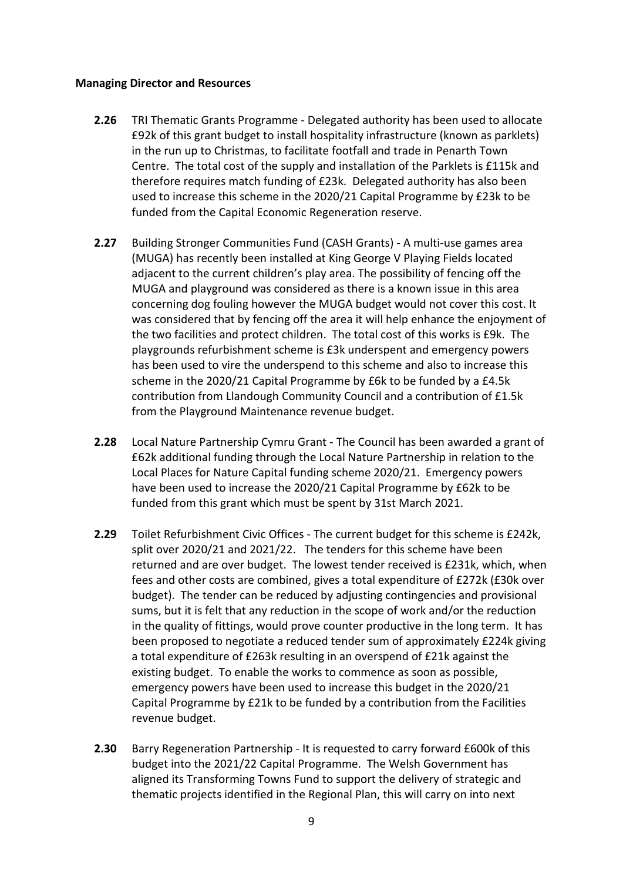**Managing Director and Resources**

**2.26** TRI Thematic Grants Programme - Delegated authority has been used to allocate £92k of this grant budget to install hospitality infrastructure (known as parklets) in the run up to Christmas, to facilitate footfall and trade in Penarth Town Centre. The total cost of the supply and installation of the Parklets is £115k and therefore requires match funding of £23k. Delegated authority has also been used to increase this scheme in the 2020/21 Capital Programme by £23k to be funded from the Capital Economic Regeneration reserve.

**2.27** Building Stronger Communities Fund (CASH Grants) - A multi-use games area (MUGA) has recently been installed at King George V Playing Fields located adjacent to the current children's play area. The possibility of fencing off the MUGA and playground was considered as there is a known issue in this area concerning dog fouling however the MUGA budget would not cover this cost. It was considered that by fencing off the area it will help enhance the enjoyment of the two facilities and protect children. The total cost of this works is £9k. The playgrounds refurbishment scheme is £3k underspent and emergency powers has been used to vire the underspend to this scheme and also to increase this scheme in the 2020/21 Capital Programme by £6k to be funded by a £4.5k contribution from Llandough Community Council and a contribution of £1.5k from the Playground Maintenance revenue budget.

**2.28** Local Nature Partnership Cymru Grant - The Council has been awarded a grant of £62k additional funding through the Local Nature Partnership in relation to the Local Places for Nature Capital funding scheme 2020/21. Emergency powers have been used to increase the 2020/21 Capital Programme by £62k to be funded from this grant which must be spent by 31st March 2021.

**2.29** Toilet Refurbishment Civic Offices - The current budget for this scheme is £242k, split over 2020/21 and 2021/22. The tenders for this scheme have been returned and are over budget. The lowest tender received is £231k, which, when fees and other costs are combined, gives a total expenditure of £272k (£30k over budget). The tender can be reduced by adjusting contingencies and provisional sums, but it is felt that any reduction in the scope of work and/or the reduction in the quality of fittings, would prove counter productive in the long term. It has been proposed to negotiate a reduced tender sum of approximately £224k giving a total expenditure of £263k resulting in an overspend of £21k against the existing budget. To enable the works to commence as soon as possible, emergency powers have been used to increase this budget in the 2020/21 Capital Programme by £21k to be funded by a contribution from the Facilities revenue budget.

**2.30** Barry Regeneration Partnership - It is requested to carry forward £600k of this budget into the 2021/22 Capital Programme. The Welsh Government has aligned its Transforming Towns Fund to support the delivery of strategic and thematic projects identified in the Regional Plan, this will carry on into next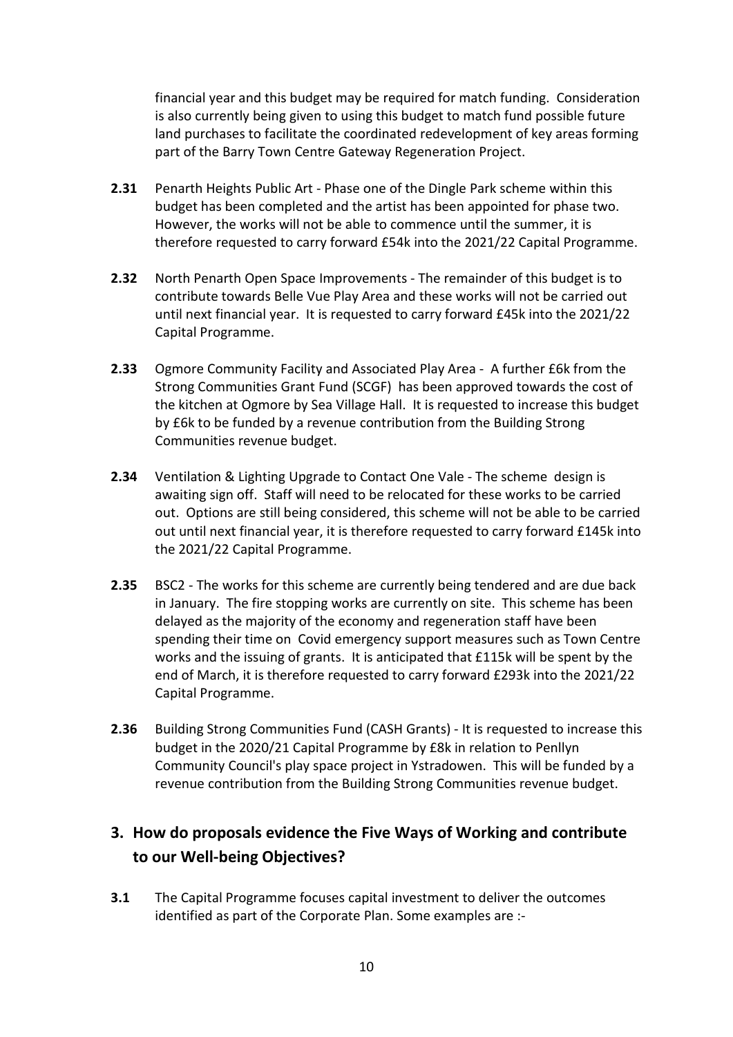financial year and this budget may be required for match funding. Consideration is also currently being given to using this budget to match fund possible future land purchases to facilitate the coordinated redevelopment of key areas forming part of the Barry Town Centre Gateway Regeneration Project.

**2.31** Penarth Heights Public Art - Phase one of the Dingle Park scheme within this budget has been completed and the artist has been appointed for phase two. However, the works will not be able to commence until the summer, it is therefore requested to carry forward £54k into the 2021/22 Capital Programme.

**2.32** North Penarth Open Space Improvements - The remainder of this budget is to contribute towards Belle Vue Play Area and these works will not be carried out until next financial year. It is requested to carry forward £45k into the 2021/22 Capital Programme.

**2.33** Ogmore Community Facility and Associated Play Area - A further £6k from the Strong Communities Grant Fund (SCGF) has been approved towards the cost of the kitchen at Ogmore by Sea Village Hall. It is requested to increase this budget by £6k to be funded by a revenue contribution from the Building Strong Communities revenue budget.

**2.34** Ventilation & Lighting Upgrade to Contact One Vale - The scheme design is awaiting sign off. Staff will need to be relocated for these works to be carried out. Options are still being considered, this scheme will not be able to be carried out until next financial year, it is therefore requested to carry forward £145k into the 2021/22 Capital Programme.

**2.35** BSC2 - The works for this scheme are currently being tendered and are due back in January. The fire stopping works are currently on site. This scheme has been delayed as the majority of the economy and regeneration staff have been spending their time on Covid emergency support measures such as Town Centre works and the issuing of grants. It is anticipated that £115k will be spent by the end of March, it is therefore requested to carry forward £293k into the 2021/22 Capital Programme.

**2.36** Building Strong Communities Fund (CASH Grants) - It is requested to increase this budget in the 2020/21 Capital Programme by £8k in relation to Penllyn Community Council's play space project in Ystradowen. This will be funded by a revenue contribution from the Building Strong Communities revenue budget.

## 3. How do proposals evidence the Five Ways of Working and contribute to our Well-being Objectives?

**3.1** The Capital Programme focuses capital investment to deliver the outcomes identified as part of the Corporate Plan. Some examples are :-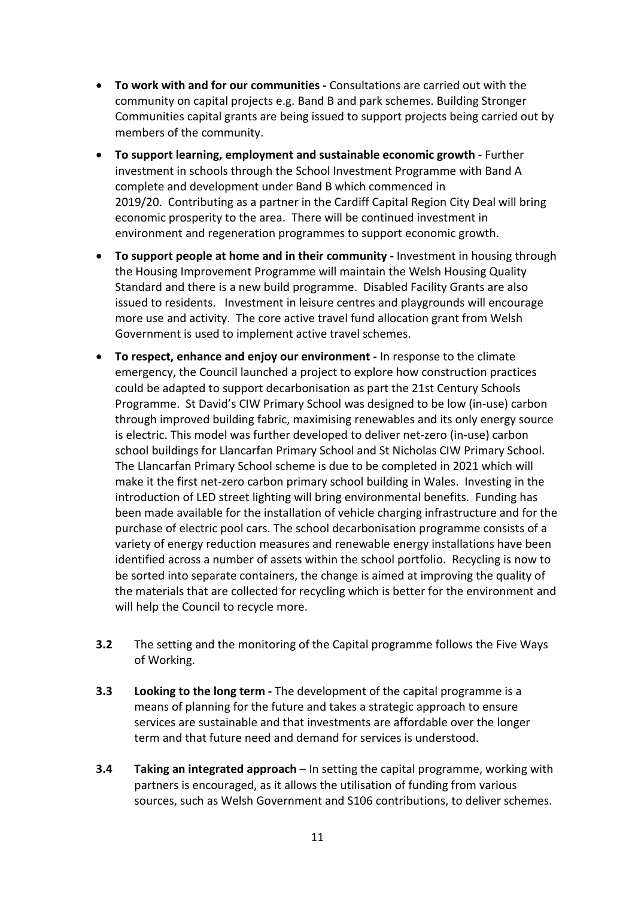- **To work with and for our communities -** Consultations are carried out with the community on capital projects e.g. Band B and park schemes. Building Stronger Communities capital grants are being issued to support projects being carried out by members of the community.
- **To support learning, employment and sustainable economic growth -** Further investment in schools through the School Investment Programme with Band A complete and development under Band B which commenced in 2019/20. Contributing as a partner in the Cardiff Capital Region City Deal will bring economic prosperity to the area. There will be continued investment in environment and regeneration programmes to support economic growth.
- **To support people at home and in their community -** Investment in housing through the Housing Improvement Programme will maintain the Welsh Housing Quality Standard and there is a new build programme. Disabled Facility Grants are also issued to residents. Investment in leisure centres and playgrounds will encourage more use and activity. The core active travel fund allocation grant from Welsh Government is used to implement active travel schemes.
- **To respect, enhance and enjoy our environment -** In response to the climate emergency, the Council launched a project to explore how construction practices could be adapted to support decarbonisation as part the 21st Century Schools Programme. St David's CIW Primary School was designed to be low (in-use) carbon through improved building fabric, maximising renewables and its only energy source is electric. This model was further developed to deliver net-zero (in-use) carbon school buildings for Llancarfan Primary School and St Nicholas CIW Primary School. The Llancarfan Primary School scheme is due to be completed in 2021 which will make it the first net-zero carbon primary school building in Wales. Investing in the introduction of LED street lighting will bring environmental benefits. Funding has been made available for the installation of vehicle charging infrastructure and for the purchase of electric pool cars. The school decarbonisation programme consists of a variety of energy reduction measures and renewable energy installations have been identified across a number of assets within the school portfolio. Recycling is now to be sorted into separate containers, the change is aimed at improving the quality of the materials that are collected for recycling which is better for the environment and will help the Council to recycle more.

**3.2** The setting and the monitoring of the Capital programme follows the Five Ways of Working.

**3.3** **Looking to the long term -** The development of the capital programme is a means of planning for the future and takes a strategic approach to ensure services are sustainable and that investments are affordable over the longer term and that future need and demand for services is understood.

**3.4** **Taking an integrated approach** – In setting the capital programme, working with partners is encouraged, as it allows the utilisation of funding from various sources, such as Welsh Government and S106 contributions, to deliver schemes.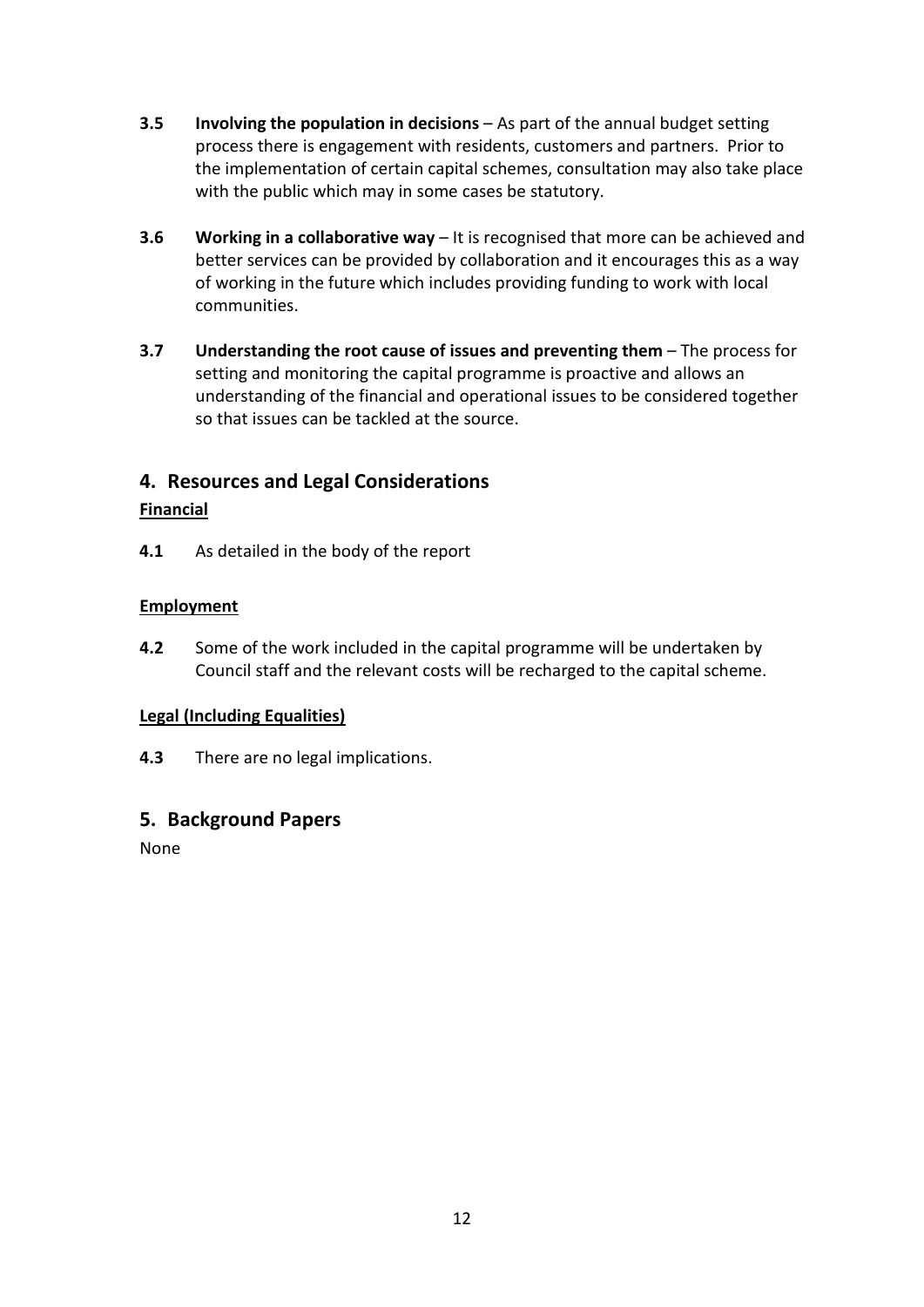**3.5** **Involving the population in decisions** – As part of the annual budget setting process there is engagement with residents, customers and partners. Prior to the implementation of certain capital schemes, consultation may also take place with the public which may in some cases be statutory.

**3.6** **Working in a collaborative way** – It is recognised that more can be achieved and better services can be provided by collaboration and it encourages this as a way of working in the future which includes providing funding to work with local communities.

**3.7** **Understanding the root cause of issues and preventing them** – The process for setting and monitoring the capital programme is proactive and allows an understanding of the financial and operational issues to be considered together so that issues can be tackled at the source.

## 4. Resources and Legal Considerations

**Financial**

**4.1** As detailed in the body of the report

**Employment**

**4.2** Some of the work included in the capital programme will be undertaken by Council staff and the relevant costs will be recharged to the capital scheme.

**Legal (Including Equalities)**

**4.3** There are no legal implications.

## 5. Background Papers

None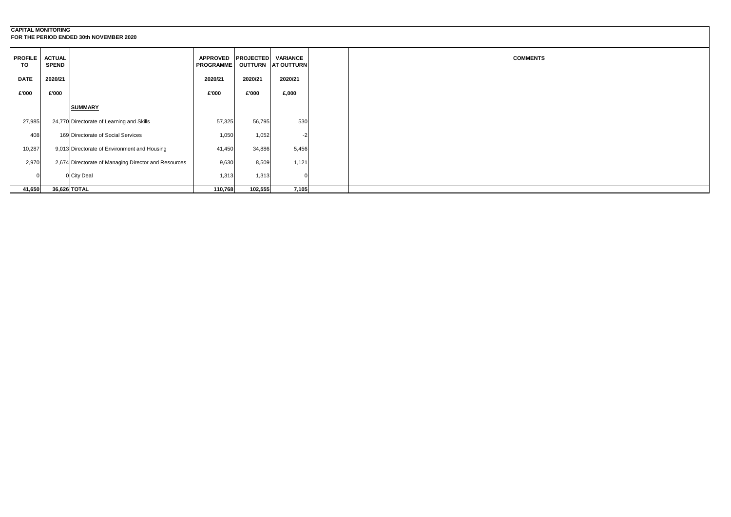**CAPITAL MONITORING**
**FOR THE PERIOD ENDED 30th NOVEMBER 2020**

| PROFILE TO | ACTUAL SPEND | | APPROVED PROGRAMME | PROJECTED OUTTURN | VARIANCE AT OUTTURN | | COMMENTS |
|---|---|---|---|---|---|---|---|
| DATE | 2020/21 | | 2020/21 | 2020/21 | 2020/21 | | |
| £'000 | £'000 | | £'000 | £'000 | £,000 | | |
| | | **SUMMARY** | | | | | |
| 27,985 | 24,770 | Directorate of Learning and Skills | 57,325 | 56,795 | 530 | | |
| 408 | 169 | Directorate of Social Services | 1,050 | 1,052 | -2 | | |
| 10,287 | 9,013 | Directorate of Environment and Housing | 41,450 | 34,886 | 5,456 | | |
| 2,970 | 2,674 | Directorate of Managing Director and Resources | 9,630 | 8,509 | 1,121 | | |
| 0 | 0 | City Deal | 1,313 | 1,313 | 0 | | |
| **41,650** | **36,626** | **TOTAL** | **110,768** | **102,555** | **7,105** | | |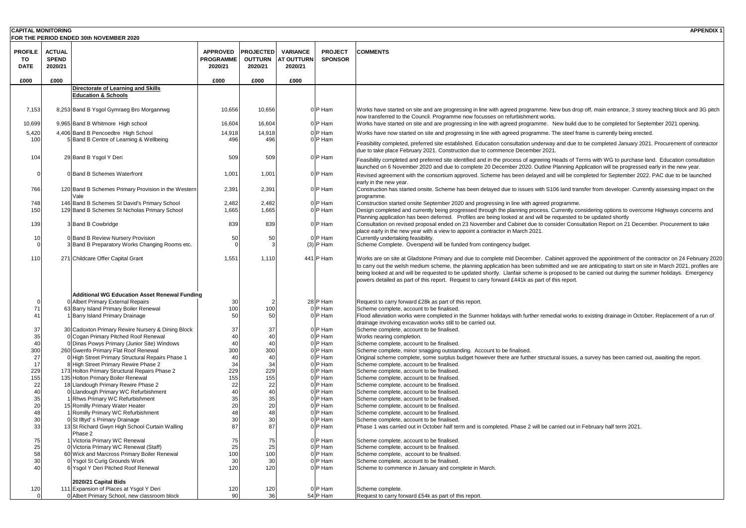**CAPITAL MONITORING**
**FOR THE PERIOD ENDED 30th NOVEMBER 2020**

**APPENDIX 1**

| PROFILE TO DATE | ACTUAL SPEND 2020/21 | | APPROVED PROGRAMME 2020/21 | PROJECTED OUTTURN 2020/21 | VARIANCE AT OUTTURN 2020/21 | PROJECT SPONSOR | COMMENTS |
|---|---|---|---|---|---|---|---|
| £000 | £000 | | £000 | £000 | £000 | | |
| | | **Directorate of Learning and Skills** | | | | | |
| | | **Education & Schools** | | | | | |
| 7,153 | 8,253 | Band B Ysgol Gymraeg Bro Morgannwg | 10,656 | 10,656 | 0 | P Ham | Works have started on site and are progressing in line with agreed programme. New bus drop off, main entrance, 3 storey teaching block and 3G pitch now transferred to the Council. Programme now focusses on refurbishment works. |
| 10,699 | 9,965 | Band B Whitmore High school | 16,604 | 16,604 | 0 | P Ham | Works have started on site and are progressing in line with agreed programme. New build due to be completed for September 2021 opening. |
| 5,420 | 4,406 | Band B Pencoedtre High School | 14,918 | 14,918 | 0 | P Ham | Works have now started on site and progressing in line with agreed programme. The steel frame is currently being erected. |
| 100 | 5 | Band B Centre of Learning & Wellbeing | 496 | 496 | 0 | P Ham | Feasibility completed, preferred site established. Education consultation underway and due to be completed January 2021. Procurement of contractor due to take place February 2021. Construction due to commence December 2021. |
| 104 | 29 | Band B Ysgol Y Deri | 509 | 509 | 0 | P Ham | Feasibility completed and preferred site identified and in the process of agreeing Heads of Terms with WG to purchase land. Education consultation launched on 6 November 2020 and due to complete 20 December 2020. Outline Planning Application will be progressed early in the new year. |
| 0 | 0 | Band B Schemes Waterfront | 1,001 | 1,001 | 0 | P Ham | Revised agreement with the consortium approved. Scheme has been delayed and will be completed for September 2022. PAC due to be launched early in the new year. |
| 766 | 120 | Band B Schemes Primary Provision in the Western Vale | 2,391 | 2,391 | 0 | P Ham | Construction has started onsite. Scheme has been delayed due to issues with S106 land transfer from developer. Currently assessing impact on the programme. |
| 748 | 146 | Band B Schemes St David's Primary School | 2,482 | 2,482 | 0 | P Ham | Construction started onsite September 2020 and progressing in line with agreed programme. |
| 150 | 129 | Band B Schemes St Nicholas Primary School | 1,665 | 1,665 | 0 | P Ham | Design completed and currently being progressed through the planning process. Currently considering options to overcome Highways concerns and Planning application has been deferred. Profiles are being looked at and will be requested to be updated shortly |
| 139 | 3 | Band B Cowbridge | 839 | 839 | 0 | P Ham | Consultation on revised proposal ended on 23 November and Cabinet due to consider Consultation Report on 21 December. Procurement to take place early in the new year with a view to appoint a contractor in March 2021. |
| 10 | 0 | Band B Review Nursery Provision | 50 | 50 | 0 | P Ham | Currently undertaking feasibility. |
| 0 | 3 | Band B Preparatory Works Changing Rooms etc. | 0 | 3 | (3) | P Ham | Scheme Complete. Overspend will be funded from contingency budget. |
| 110 | 271 | Childcare Offer Capital Grant | 1,551 | 1,110 | 441 | P Ham | Works are on site at Gladstone Primary and due to complete mid December. Cabinet approved the appointment of the contractor on 24 February 2020 to carry out the welsh medium scheme, the planning application has been submitted and we are anticipating to start on site in March 2021, profiles are being looked at and will be requested to be updated shortly. Llanfair scheme is proposed to be carried out during the summer holidays. Emergency powers detailed as part of this report. Request to carry forward £441k as part of this report. |
| | | **Additional WG Education Asset Renewal Funding** | | | | | |
| 0 | 0 | Albert Primary External Repairs | 30 | 2 | 28 | P Ham | Request to carry forward £28k as part of this report. |
| 71 | 63 | Barry Island Primary Boiler Renewal | 100 | 100 | 0 | P Ham | Scheme complete, account to be finalised. |
| 41 | 1 | Barry Island Primary Drainage | 50 | 50 | 0 | P Ham | Flood alleviation works were completed in the Summer holidays with further remedial works to existing drainage in October. Replacement of a run of drainage involving excavation works still to be carried out. |
| 37 | 30 | Cadoxton Primary Rewire Nursery & Dining Block | 37 | 37 | 0 | P Ham | Scheme complete, account to be finalised. |
| 35 | 0 | Cogan Primary Pitched Roof Renewal | 40 | 40 | 0 | P Ham | Works nearing completion. |
| 40 | 0 | Dinas Powys Primary (Junior Site) Windows | 40 | 40 | 0 | P Ham | Scheme complete, account to be finalised. |
| 300 | 260 | Gwenfo Primary Flat Roof Renewal | 300 | 300 | 0 | P Ham | Scheme complete, minor snagging outstanding. Account to be finalised. |
| 27 | 0 | High Street Primary Structural Repairs Phase 1 | 40 | 40 | 0 | P Ham | Original scheme complete, some surplus budget however there are further structural issues, a survey has been carried out, awaiting the report. |
| 17 | 8 | High Street Primary Rewire Phase 2 | 34 | 34 | 0 | P Ham | Scheme complete, account to be finalised. |
| 229 | 173 | Holton Primary Structural Repairs Phase 2 | 229 | 229 | 0 | P Ham | Scheme complete, account to be finalised. |
| 155 | 135 | Holton Primary Boiler Renewal | 155 | 155 | 0 | P Ham | Scheme complete, account to be finalised. |
| 22 | 18 | Llandough Primary Rewire Phase 2 | 22 | 22 | 0 | P Ham | Scheme complete, account to be finalised. |
| 40 | 0 | Llandough Primary WC Refurbishment | 40 | 40 | 0 | P Ham | Scheme complete, account to be finalised. |
| 35 | 1 | Rhws Primary WC Refurbishment | 35 | 35 | 0 | P Ham | Scheme complete, account to be finalised. |
| 20 | 15 | Romilly Primary Water Heater | 20 | 20 | 0 | P Ham | Scheme complete, account to be finalised. |
| 48 | 1 | Romilly Primary WC Refurbishment | 48 | 48 | 0 | P Ham | Scheme complete, account to be finalised. |
| 30 | 0 | St Illtyd' s Primary Drainage | 30 | 30 | 0 | P Ham | Scheme complete, account to be finalised. |
| 33 | 13 | St Richard Gwyn High School Curtain Walling Phase 2 | 87 | 87 | 0 | P Ham | Phase 1 was carried out in October half term and is completed. Phase 2 will be carried out in February half term 2021. |
| 75 | 1 | Victoria Primary WC Renewal | 75 | 75 | 0 | P Ham | Scheme complete, account to be finalised. |
| 25 | 0 | Victoria Primary WC Renewal (Staff) | 25 | 25 | 0 | P Ham | Scheme complete, account to be finalised. |
| 58 | 60 | Wick and Marcross Primary Boiler Renewal | 100 | 100 | 0 | P Ham | Scheme complete, account to be finalised. |
| 30 | 0 | Ysgol St Curig Grounds Work | 30 | 30 | 0 | P Ham | Scheme complete, account to be finalised. |
| 40 | 6 | Ysgol Y Deri Pitched Roof Renewal | 120 | 120 | 0 | P Ham | Scheme to commence in January and complete in March. |
| | | **2020/21 Capital Bids** | | | | | |
| 120 | 111 | Expansion of Places at Ysgol Y Deri | 120 | 120 | 0 | P Ham | Scheme complete. |
| 0 | 0 | Albert Primary School, new classroom block | 90 | 36 | 54 | P Ham | Request to carry forward £54k as part of this report. |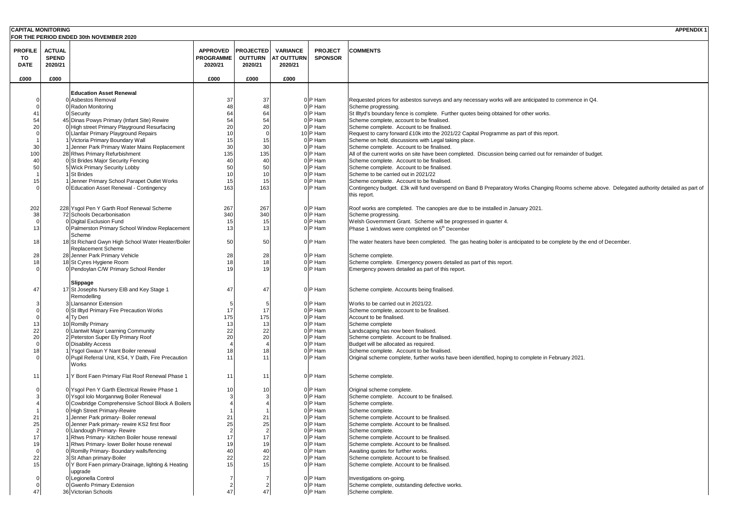**CAPITAL MONITORING** **APPENDIX 1**
**FOR THE PERIOD ENDED 30th NOVEMBER 2020**

| PROFILE TO DATE | ACTUAL SPEND 2020/21 | | APPROVED PROGRAMME 2020/21 | PROJECTED OUTTURN 2020/21 | VARIANCE AT OUTTURN 2020/21 | PROJECT SPONSOR | COMMENTS |
|---|---|---|---|---|---|---|---|
| £000 | £000 | | £000 | £000 | £000 | | |
| | | **Education Asset Renewal** | | | | | |
| 0 | 0 | Asbestos Removal | 37 | 37 | 0 | P Ham | Requested prices for asbestos surveys and any necessary works will are anticipated to commence in Q4. |
| 0 | 0 | Radon Monitoring | 48 | 48 | 0 | P Ham | Scheme progressing. |
| 41 | 0 | Security | 64 | 64 | 0 | P Ham | St Illtyd's boundary fence is complete. Further quotes being obtained for other works. |
| 54 | 45 | Dinas Powys Primary (Infant Site) Rewire | 54 | 54 | 0 | P Ham | Scheme complete, account to be finalised. |
| 20 | 0 | High street Primary Playground Resurfacing | 20 | 20 | 0 | P Ham | Scheme complete. Account to be finalised. |
| 0 | 0 | Llanfair Primary Playground Repairs | 10 | 0 | 10 | P Ham | Request to carry forward £10k into the 2021/22 Capital Programme as part of this report. |
| 1 | 1 | Victoria Primary Boundary Wall | 15 | 15 | 0 | P Ham | Scheme on hold, discussions with Legal taking place. |
| 30 | 1 | Jenner Park Primary Water Mains Replacement | 30 | 30 | 0 | P Ham | Scheme complete. Account to be finalised. |
| 100 | 28 | Rhws Primary Refurbishment | 135 | 135 | 0 | P Ham | All of the current works on site have been completed. Discussion being carried out for remainder of budget. |
| 40 | 0 | St Brides Major Security Fencing | 40 | 40 | 0 | P Ham | Scheme complete. Account to be finalised. |
| 50 | 5 | Wick Primary Security Lobby | 50 | 50 | 0 | P Ham | Scheme complete. Account to be finalised. |
| 1 | 1 | St Brides | 10 | 10 | 0 | P Ham | Scheme to be carried out in 2021/22 |
| 15 | 1 | Jenner Primary School Parapet Outlet Works | 15 | 15 | 0 | P Ham | Scheme complete. Account to be finalised. |
| 0 | 0 | Education Asset Renewal - Contingency | 163 | 163 | 0 | P Ham | Contingency budget. £3k will fund overspend on Band B Preparatory Works Changing Rooms scheme above. Delegated authority detailed as part of this report. |
| 202 | 228 | Ysgol Pen Y Garth Roof Renewal Scheme | 267 | 267 | 0 | P Ham | Roof works are completed. The canopies are due to be installed in January 2021. |
| 38 | 72 | Schools Decarbonisation | 340 | 340 | 0 | P Ham | Scheme progressing. |
| 0 | 0 | Digital Exclusion Fund | 15 | 15 | 0 | P Ham | Welsh Government Grant. Scheme will be progressed in quarter 4. |
| 13 | 0 | Palmerston Primary School Window Replacement Scheme | 13 | 13 | 0 | P Ham | Phase 1 windows were completed on 5th December |
| 18 | 18 | St Richard Gwyn High School Water Heater/Boiler Replacement Scheme | 50 | 50 | 0 | P Ham | The water heaters have been completed. The gas heating boiler is anticipated to be complete by the end of December. |
| 28 | 28 | Jenner Park Primary Vehicle | 28 | 28 | 0 | P Ham | Scheme complete. |
| 18 | 18 | St Cyres Hygiene Room | 18 | 18 | 0 | P Ham | Scheme complete. Emergency powers detailed as part of this report. |
| 0 | 0 | Pendoylan C/W Primary School Render | 19 | 19 | 0 | P Ham | Emergency powers detailed as part of this report. |
| | | **Slippage** | | | | | |
| 47 | 17 | St Josephs Nursery EIB and Key Stage 1 Remodelling | 47 | 47 | 0 | P Ham | Scheme complete. Accounts being finalised. |
| 3 | 3 | Llansannor Extension | 5 | 5 | 0 | P Ham | Works to be carried out in 2021/22. |
| 0 | 0 | St Illtyd Primary Fire Precaution Works | 17 | 17 | 0 | P Ham | Scheme complete, account to be finalised. |
| 0 | 4 | Ty Deri | 175 | 175 | 0 | P Ham | Account to be finalised. |
| 13 | 10 | Romilly Primary | 13 | 13 | 0 | P Ham | Scheme complete |
| 22 | 0 | Llantwit Major Learning Community | 22 | 22 | 0 | P Ham | Landscaping has now been finalised. |
| 20 | 2 | Peterston Super Ely Primary Roof | 20 | 20 | 0 | P Ham | Scheme complete. Account to be finalised. |
| 0 | 0 | Disability Access | 4 | 4 | 0 | P Ham | Budget will be allocated as required. |
| 18 | 1 | Ysgol Gwaun Y Nant Boiler renewal | 18 | 18 | 0 | P Ham | Scheme complete. Account to be finalised. |
| 0 | 0 | Pupil Referral Unit, KS4, Y Daith, Fire Precaution Works | 11 | 11 | 0 | P Ham | Original scheme complete, further works have been identified, hoping to complete in February 2021. |
| 11 | 1 | Y Bont Faen Primary Flat Roof Renewal Phase 1 | 11 | 11 | 0 | P Ham | Scheme complete. |
| 0 | 0 | Ysgol Pen Y Garth Electrical Rewire Phase 1 | 10 | 10 | 0 | P Ham | Original scheme complete. |
| 3 | 0 | Ysgol Iolo Morgannwg Boiler Renewal | 3 | 3 | 0 | P Ham | Scheme complete. Account to be finalised. |
| 4 | 0 | Cowbridge Comprehensive School Block A Boilers | 4 | 4 | 0 | P Ham | Scheme complete. |
| 1 | 0 | High Street Primary-Rewire | 1 | 1 | 0 | P Ham | Scheme complete. |
| 21 | 1 | Jenner Park primary- Boiler renewal | 21 | 21 | 0 | P Ham | Scheme complete. Account to be finalised. |
| 25 | 0 | Jenner Park primary- rewire KS2 first floor | 25 | 25 | 0 | P Ham | Scheme complete. Account to be finalised. |
| 2 | 0 | Llandough Primary- Rewire | 2 | 2 | 0 | P Ham | Scheme complete. |
| 17 | 1 | Rhws Primary- Kitchen Boiler house renewal | 17 | 17 | 0 | P Ham | Scheme complete. Account to be finalised. |
| 19 | 1 | Rhws Primary- lower Boiler house renewal | 19 | 19 | 0 | P Ham | Scheme complete. Account to be finalised. |
| 0 | 0 | Romilly Primary- Boundary walls/fencing | 40 | 40 | 0 | P Ham | Awaiting quotes for further works. |
| 22 | 3 | St Athan primary-Boiler | 22 | 22 | 0 | P Ham | Scheme complete. Account to be finalised. |
| 15 | 0 | Y Bont Faen primary-Drainage, lighting & Heating upgrade | 15 | 15 | 0 | P Ham | Scheme complete. Account to be finalised. |
| 0 | 0 | Legionella Control | 7 | 7 | 0 | P Ham | Investigations on-going. |
| 0 | 0 | Gwenfo Primary Extension | 2 | 2 | 0 | P Ham | Scheme complete, outstanding defective works. |
| 47 | 36 | Victorian Schools | 47 | 47 | 0 | P Ham | Scheme complete. |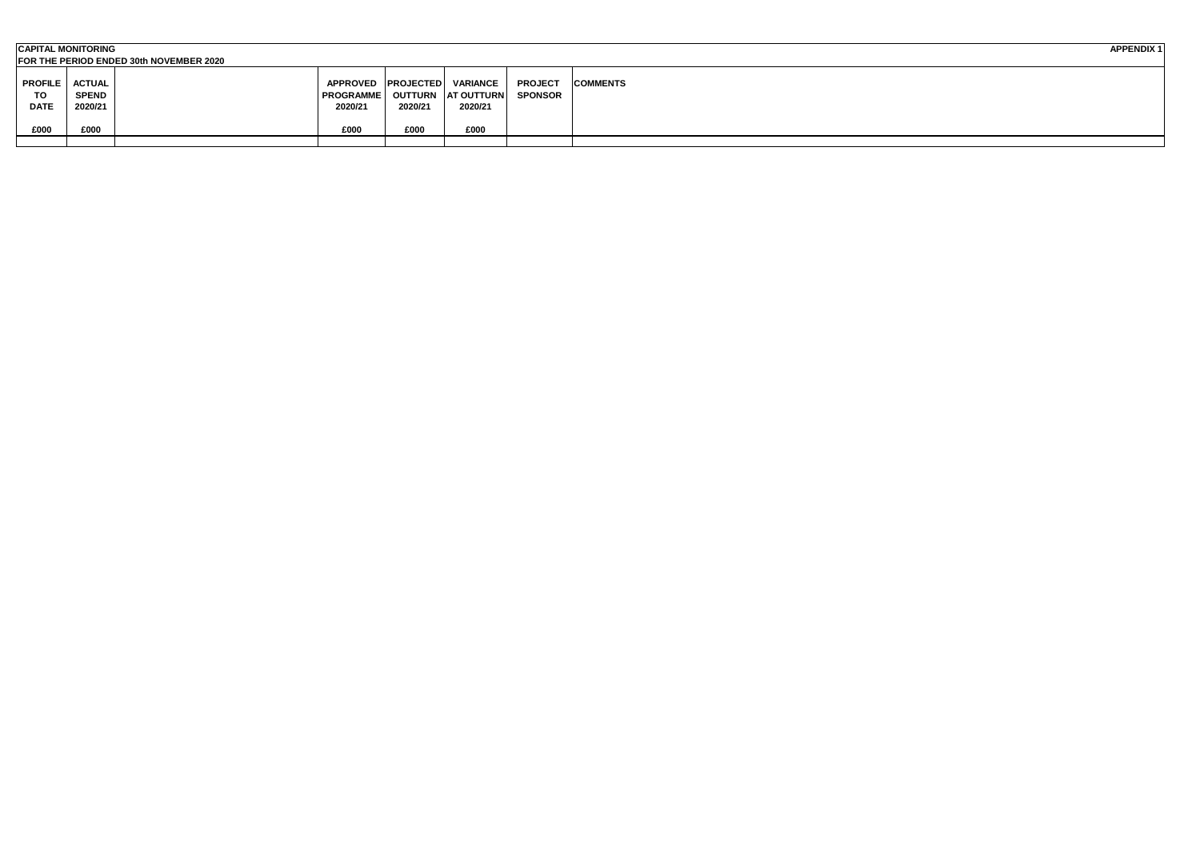**CAPITAL MONITORING**

**FOR THE PERIOD ENDED 30th NOVEMBER 2020**

**APPENDIX 1**

| PROFILE TO DATE £000 | ACTUAL SPEND 2020/21 £000 | | APPROVED PROGRAMME 2020/21 £000 | PROJECTED OUTTURN 2020/21 £000 | VARIANCE AT OUTTURN 2020/21 £000 | PROJECT SPONSOR | COMMENTS |
|---|---|---|---|---|---|---|---|
| | | | | | | | |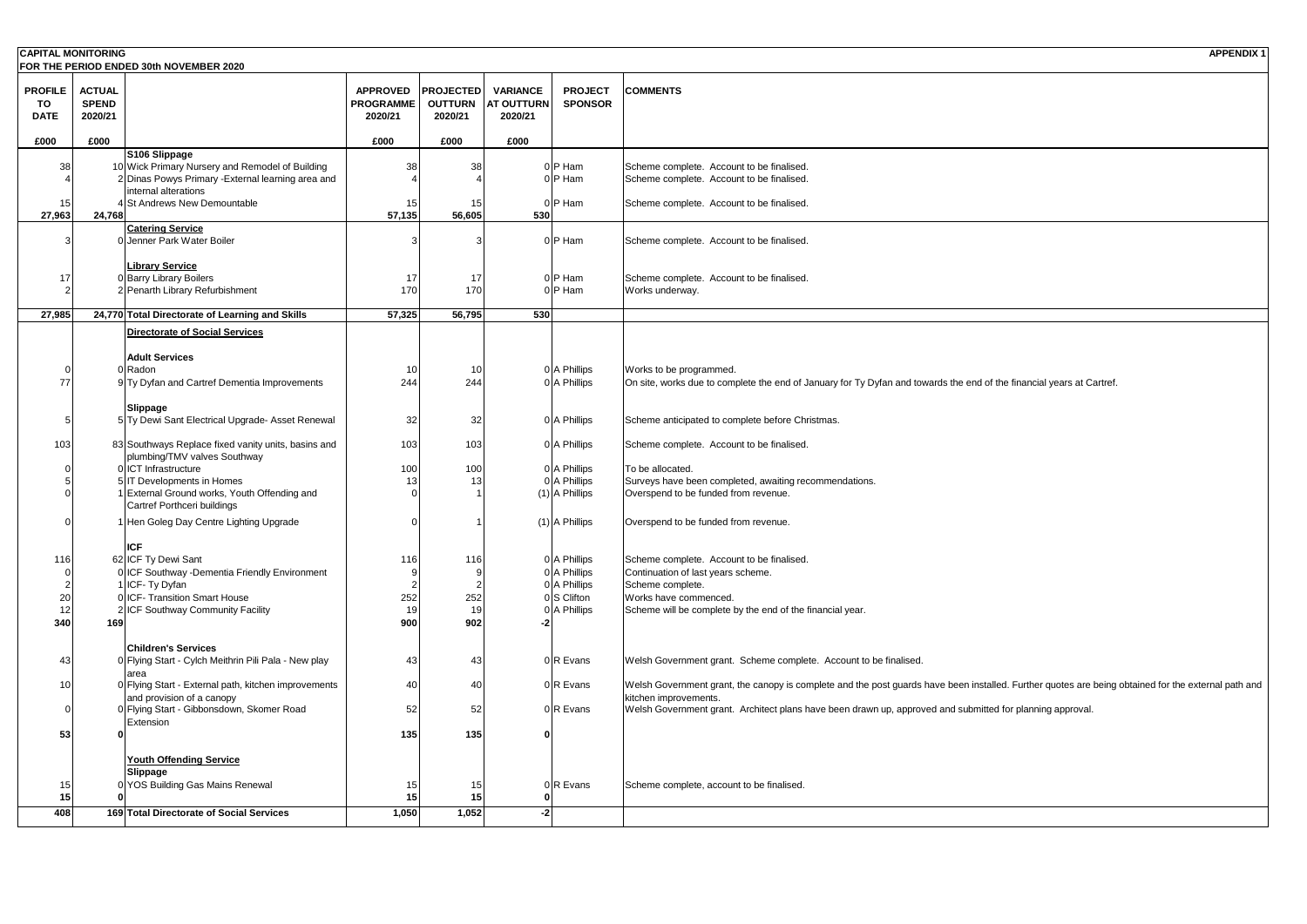**CAPITAL MONITORING** **APPENDIX 1**

**FOR THE PERIOD ENDED 30th NOVEMBER 2020**

| PROFILE TO DATE | ACTUAL SPEND 2020/21 | | APPROVED PROGRAMME 2020/21 | PROJECTED OUTTURN 2020/21 | VARIANCE AT OUTTURN 2020/21 | PROJECT SPONSOR | COMMENTS |
|---|---|---|---|---|---|---|---|
| £000 | £000 | | £000 | £000 | £000 | | |
| | | **S106 Slippage** | | | | | |
| 38 | 10 | Wick Primary Nursery and Remodel of Building | 38 | 38 | 0 | P Ham | Scheme complete. Account to be finalised. |
| 4 | 2 | Dinas Powys Primary -External learning area and internal alterations | 4 | 4 | 0 | P Ham | Scheme complete. Account to be finalised. |
| 15 | 4 | St Andrews New Demountable | 15 | 15 | 0 | P Ham | Scheme complete. Account to be finalised. |
| 27,963 | 24,768 | | 57,135 | 56,605 | 530 | | |
| | | **Catering Service** | | | | | |
| 3 | 0 | Jenner Park Water Boiler | 3 | 3 | 0 | P Ham | Scheme complete. Account to be finalised. |
| | | **Library Service** | | | | | |
| 17 | 0 | Barry Library Boilers | 17 | 17 | 0 | P Ham | Scheme complete. Account to be finalised. |
| 2 | 2 | Penarth Library Refurbishment | 170 | 170 | 0 | P Ham | Works underway. |
| **27,985** | **24,770** | **Total Directorate of Learning and Skills** | **57,325** | **56,795** | **530** | | |
| | | **Directorate of Social Services** | | | | | |
| | | **Adult Services** | | | | | |
| 0 | 0 | Radon | 10 | 10 | 0 | A Phillips | Works to be programmed. |
| 77 | 9 | Ty Dyfan and Cartref Dementia Improvements | 244 | 244 | 0 | A Phillips | On site, works due to complete the end of January for Ty Dyfan and towards the end of the financial years at Cartref. |
| | | **Slippage** | | | | | |
| 5 | 5 | Ty Dewi Sant Electrical Upgrade- Asset Renewal | 32 | 32 | 0 | A Phillips | Scheme anticipated to complete before Christmas. |
| 103 | 83 | Southways Replace fixed vanity units, basins and plumbing/TMV valves Southway | 103 | 103 | 0 | A Phillips | Scheme complete. Account to be finalised. |
| 0 | 0 | ICT Infrastructure | 100 | 100 | 0 | A Phillips | To be allocated. |
| 5 | 5 | IT Developments in Homes | 13 | 13 | 0 | A Phillips | Surveys have been completed, awaiting recommendations. |
| 0 | 1 | External Ground works, Youth Offending and Cartref Porthceri buildings | 0 | 1 | (1) | A Phillips | Overspend to be funded from revenue. |
| 0 | 1 | Hen Goleg Day Centre Lighting Upgrade | 0 | 1 | (1) | A Phillips | Overspend to be funded from revenue. |
| | | **ICF** | | | | | |
| 116 | 62 | ICF Ty Dewi Sant | 116 | 116 | 0 | A Phillips | Scheme complete. Account to be finalised. |
| 0 | 0 | ICF Southway -Dementia Friendly Environment | 9 | 9 | 0 | A Phillips | Continuation of last years scheme. |
| 2 | 1 | ICF- Ty Dyfan | 2 | 2 | 0 | A Phillips | Scheme complete. |
| 20 | 0 | ICF- Transition Smart House | 252 | 252 | 0 | S Clifton | Works have commenced. |
| 12 | 2 | ICF Southway Community Facility | 19 | 19 | 0 | A Phillips | Scheme will be complete by the end of the financial year. |
| **340** | **169** | | **900** | **902** | **-2** | | |
| | | **Children's Services** | | | | | |
| 43 | 0 | Flying Start - Cylch Meithrin Pili Pala - New play area | 43 | 43 | 0 | R Evans | Welsh Government grant. Scheme complete. Account to be finalised. |
| 10 | 0 | Flying Start - External path, kitchen improvements and provision of a canopy | 40 | 40 | 0 | R Evans | Welsh Government grant, the canopy is complete and the post guards have been installed. Further quotes are being obtained for the external path and kitchen improvements. |
| 0 | 0 | Flying Start - Gibbonsdown, Skomer Road Extension | 52 | 52 | 0 | R Evans | Welsh Government grant. Architect plans have been drawn up, approved and submitted for planning approval. |
| **53** | **0** | | **135** | **135** | **0** | | |
| | | **Youth Offending Service** | | | | | |
| | | **Slippage** | | | | | |
| 15 | 0 | YOS Building Gas Mains Renewal | 15 | 15 | 0 | R Evans | Scheme complete, account to be finalised. |
| **15** | **0** | | **15** | **15** | **0** | | |
| **408** | **169** | **Total Directorate of Social Services** | **1,050** | **1,052** | **-2** | | |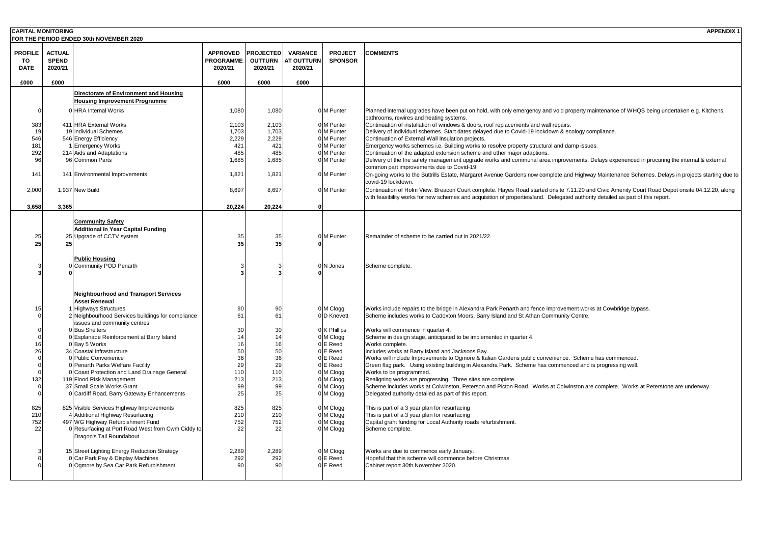**CAPITAL MONITORING** **APPENDIX 1**

**FOR THE PERIOD ENDED 30th NOVEMBER 2020**

| PROFILE TO DATE | ACTUAL SPEND 2020/21 | | APPROVED PROGRAMME 2020/21 | PROJECTED OUTTURN 2020/21 | VARIANCE AT OUTTURN 2020/21 | PROJECT SPONSOR | COMMENTS |
|---|---|---|---|---|---|---|---|
| £000 | £000 | | £000 | £000 | £000 | | |
| | | **Directorate of Environment and Housing** | | | | | |
| | | **Housing Improvement Programme** | | | | | |
| 0 | 0 | HRA Internal Works | 1,080 | 1,080 | 0 | M Punter | Planned internal upgrades have been put on hold, with only emergency and void property maintenance of WHQS being undertaken e.g. Kitchens, bathrooms, rewires and heating systems. |
| 383 | 411 | HRA External Works | 2,103 | 2,103 | 0 | M Punter | Continuation of installation of windows & doors, roof replacements and wall repairs. |
| 19 | 19 | Individual Schemes | 1,703 | 1,703 | 0 | M Punter | Delivery of individual schemes. Start dates delayed due to Covid-19 lockdown & ecology compliance. |
| 546 | 546 | Energy Efficiency | 2,229 | 2,229 | 0 | M Punter | Continuation of External Wall Insulation projects. |
| 181 | 1 | Emergency Works | 421 | 421 | 0 | M Punter | Emergency works schemes i.e. Building works to resolve property structural and damp issues. |
| 292 | 214 | Aids and Adaptations | 485 | 485 | 0 | M Punter | Continuation of the adapted extension scheme and other major adaptions. |
| 96 | 96 | Common Parts | 1,685 | 1,685 | 0 | M Punter | Delivery of the fire safety management upgrade works and communal area improvements. Delays experienced in procuring the internal & external common part improvements due to Covid-19. |
| 141 | 141 | Environmental Improvements | 1,821 | 1,821 | 0 | M Punter | On-going works to the Buttrills Estate, Margaret Avenue Gardens now complete and Highway Maintenance Schemes. Delays in projects starting due to covid-19 lockdown. |
| 2,000 | 1,937 | New Build | 8,697 | 8,697 | 0 | M Punter | Continuation of Holm View. Breacon Court complete. Hayes Road started onsite 7.11.20 and Civic Amenity Court Road Depot onsite 04.12.20, along with feasibility works for new schemes and acquisition of properties/land. Delegated authority detailed as part of this report. |
| **3,658** | **3,365** | | **20,224** | **20,224** | **0** | | |
| | | **Community Safety** | | | | | |
| | | **Additional In Year Capital Funding** | | | | | |
| 25 | 25 | Upgrade of CCTV system | 35 | 35 | 0 | M Punter | Remainder of scheme to be carried out in 2021/22. |
| **25** | **25** | | **35** | **35** | **0** | | |
| | | **Public Housing** | | | | | |
| 3 | 0 | Community POD Penarth | 3 | 3 | 0 | N Jones | Scheme complete. |
| **3** | **0** | | **3** | **3** | **0** | | |
| | | **Neighbourhood and Transport Services** | | | | | |
| | | **Asset Renewal** | | | | | |
| 15 | 1 | Highways Structures | 90 | 90 | 0 | M Clogg | Works include repairs to the bridge in Alexandra Park Penarth and fence improvement works at Cowbridge bypass. |
| 0 | 2 | Neighbourhood Services buildings for compliance issues and community centres | 61 | 61 | 0 | D Knevett | Scheme includes works to Cadoxton Moors, Barry Island and St Athan Community Centre. |
| 0 | 0 | Bus Shelters | 30 | 30 | 0 | K Phillips | Works will commence in quarter 4. |
| 0 | 0 | Esplanade Reinforcement at Barry Island | 14 | 14 | 0 | M Clogg | Scheme in design stage, anticipated to be implemented in quarter 4. |
| 16 | 0 | Bay 5 Works | 16 | 16 | 0 | E Reed | Works complete. |
| 26 | 34 | Coastal Infrastructure | 50 | 50 | 0 | E Reed | Includes works at Barry Island and Jacksons Bay. |
| 0 | 0 | Public Convenience | 36 | 36 | 0 | E Reed | Works will include Improvements to Ogmore & Italian Gardens public convenience. Scheme has commenced. |
| 0 | 0 | Penarth Parks Welfare Facility | 29 | 29 | 0 | E Reed | Green flag park. Using existing building in Alexandra Park. Scheme has commenced and is progressing well. |
| 0 | 0 | Coast Protection and Land Drainage General | 110 | 110 | 0 | M Clogg | Works to be programmed. |
| 132 | 119 | Flood Risk Management | 213 | 213 | 0 | M Clogg | Realigning works are progressing. Three sites are complete. |
| 0 | 37 | Small Scale Works Grant | 99 | 99 | 0 | M Clogg | Scheme includes works at Colwinston, Peterson and Picton Road. Works at Colwinston are complete. Works at Peterstone are underway. |
| 0 | 0 | Cardiff Road, Barry Gateway Enhancements | 25 | 25 | 0 | M Clogg | Delegated authority detailed as part of this report. |
| 825 | 825 | Visible Services Highway Improvements | 825 | 825 | 0 | M Clogg | This is part of a 3 year plan for resurfacing |
| 210 | 4 | Additional Highway Resurfacing | 210 | 210 | 0 | M Clogg | This is part of a 3 year plan for resurfacing |
| 752 | 497 | WG Highway Refurbishment Fund | 752 | 752 | 0 | M Clogg | Capital grant funding for Local Authority roads refurbishment. |
| 22 | 0 | Resurfacing at Port Road West from Cwm Ciddy to Dragon's Tail Roundabout | 22 | 22 | 0 | M Clogg | Scheme complete. |
| 3 | 15 | Street Lighting Energy Reduction Strategy | 2,289 | 2,289 | 0 | M Clogg | Works are due to commence early January. |
| 0 | 0 | Car Park Pay & Display Machines | 292 | 292 | 0 | E Reed | Hopeful that this scheme will commence before Christmas. |
| 0 | 0 | Ogmore by Sea Car Park Refurbishment | 90 | 90 | 0 | E Reed | Cabinet report 30th November 2020. |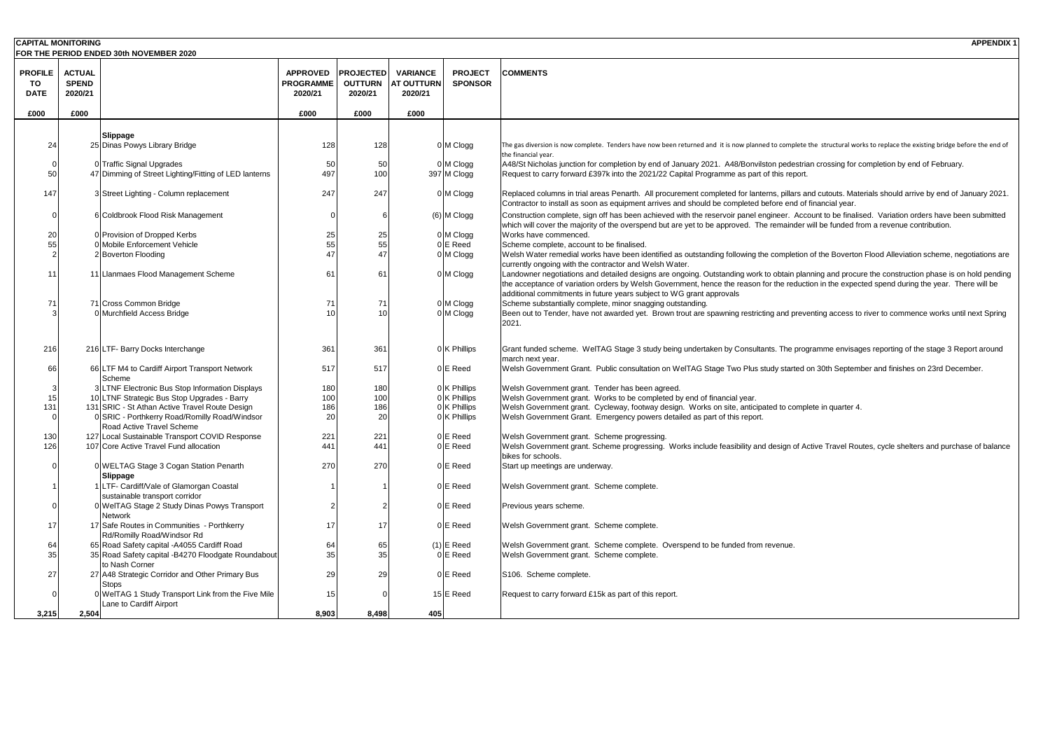**CAPITAL MONITORING** **APPENDIX 1**

**FOR THE PERIOD ENDED 30th NOVEMBER 2020**

| PROFILE TO DATE | ACTUAL SPEND 2020/21 | | APPROVED PROGRAMME 2020/21 | PROJECTED OUTTURN 2020/21 | VARIANCE AT OUTTURN 2020/21 | PROJECT SPONSOR | COMMENTS |
|---|---|---|---|---|---|---|---|
| £000 | £000 | | £000 | £000 | £000 | | |
| | | **Slippage** | | | | | |
| 24 | 25 | Dinas Powys Library Bridge | 128 | 128 | 0 | M Clogg | The gas diversion is now complete. Tenders have now been returned and it is now planned to complete the structural works to replace the existing bridge before the end of the financial year. |
| 0 | 0 | Traffic Signal Upgrades | 50 | 50 | 0 | M Clogg | A48/St Nicholas junction for completion by end of January 2021. A48/Bonvilston pedestrian crossing for completion by end of February. |
| 50 | 47 | Dimming of Street Lighting/Fitting of LED lanterns | 497 | 100 | 397 | M Clogg | Request to carry forward £397k into the 2021/22 Capital Programme as part of this report. |
| 147 | 3 | Street Lighting - Column replacement | 247 | 247 | 0 | M Clogg | Replaced columns in trial areas Penarth. All procurement completed for lanterns, pillars and cutouts. Materials should arrive by end of January 2021. Contractor to install as soon as equipment arrives and should be completed before end of financial year. |
| 0 | 6 | Coldbrook Flood Risk Management | 0 | 6 | (6) | M Clogg | Construction complete, sign off has been achieved with the reservoir panel engineer. Account to be finalised. Variation orders have been submitted which will cover the majority of the overspend but are yet to be approved. The remainder will be funded from a revenue contribution. |
| 20 | 0 | Provision of Dropped Kerbs | 25 | 25 | 0 | M Clogg | Works have commenced. |
| 55 | 0 | Mobile Enforcement Vehicle | 55 | 55 | 0 | E Reed | Scheme complete, account to be finalised. |
| 2 | 2 | Boverton Flooding | 47 | 47 | 0 | M Clogg | Welsh Water remedial works have been identified as outstanding following the completion of the Boverton Flood Alleviation scheme, negotiations are currently ongoing with the contractor and Welsh Water. |
| 11 | 11 | Llanmaes Flood Management Scheme | 61 | 61 | 0 | M Clogg | Landowner negotiations and detailed designs are ongoing. Outstanding work to obtain planning and procure the construction phase is on hold pending the acceptance of variation orders by Welsh Government, hence the reason for the reduction in the expected spend during the year. There will be additional commitments in future years subject to WG grant approvals |
| 71 | 71 | Cross Common Bridge | 71 | 71 | 0 | M Clogg | Scheme substantially complete, minor snagging outstanding. |
| 3 | 0 | Murchfield Access Bridge | 10 | 10 | 0 | M Clogg | Been out to Tender, have not awarded yet. Brown trout are spawning restricting and preventing access to river to commence works until next Spring 2021. |
| 216 | 216 | LTF- Barry Docks Interchange | 361 | 361 | 0 | K Phillips | Grant funded scheme. WelTAG Stage 3 study being undertaken by Consultants. The programme envisages reporting of the stage 3 Report around march next year. |
| 66 | 66 | LTF M4 to Cardiff Airport Transport Network Scheme | 517 | 517 | 0 | E Reed | Welsh Government Grant. Public consultation on WelTAG Stage Two Plus study started on 30th September and finishes on 23rd December. |
| 3 | 3 | LTNF Electronic Bus Stop Information Displays | 180 | 180 | 0 | K Phillips | Welsh Government grant. Tender has been agreed. |
| 15 | 10 | LTNF Strategic Bus Stop Upgrades - Barry | 100 | 100 | 0 | K Phillips | Welsh Government grant. Works to be completed by end of financial year. |
| 131 | 131 | SRIC - St Athan Active Travel Route Design | 186 | 186 | 0 | K Phillips | Welsh Government grant. Cycleway, footway design. Works on site, anticipated to complete in quarter 4. |
| 0 | 0 | SRIC - Porthkerry Road/Romilly Road/Windsor Road Active Travel Scheme | 20 | 20 | 0 | K Phillips | Welsh Government Grant. Emergency powers detailed as part of this report. |
| 130 | 127 | Local Sustainable Transport COVID Response | 221 | 221 | 0 | E Reed | Welsh Government grant. Scheme progressing. |
| 126 | 107 | Core Active Travel Fund allocation | 441 | 441 | 0 | E Reed | Welsh Government grant. Scheme progressing. Works include feasibility and design of Active Travel Routes, cycle shelters and purchase of balance bikes for schools. |
| 0 | 0 | WELTAG Stage 3 Cogan Station Penarth | 270 | 270 | 0 | E Reed | Start up meetings are underway. |
| | | **Slippage** | | | | | |
| 1 | 1 | LTF- Cardiff/Vale of Glamorgan Coastal sustainable transport corridor | 1 | 1 | 0 | E Reed | Welsh Government grant. Scheme complete. |
| 0 | 0 | WelTAG Stage 2 Study Dinas Powys Transport Network | 2 | 2 | 0 | E Reed | Previous years scheme. |
| 17 | 17 | Safe Routes in Communities - Porthkerry Rd/Romilly Road/Windsor Rd | 17 | 17 | 0 | E Reed | Welsh Government grant. Scheme complete. |
| 64 | 65 | Road Safety capital -A4055 Cardiff Road | 64 | 65 | (1) | E Reed | Welsh Government grant. Scheme complete. Overspend to be funded from revenue. |
| 35 | 35 | Road Safety capital -B4270 Floodgate Roundabout to Nash Corner | 35 | 35 | 0 | E Reed | Welsh Government grant. Scheme complete. |
| 27 | 27 | A48 Strategic Corridor and Other Primary Bus Stops | 29 | 29 | 0 | E Reed | S106. Scheme complete. |
| 0 | 0 | WelTAG 1 Study Transport Link from the Five Mile Lane to Cardiff Airport | 15 | 0 | 15 | E Reed | Request to carry forward £15k as part of this report. |
| **3,215** | **2,504** | | **8,903** | **8,498** | **405** | | |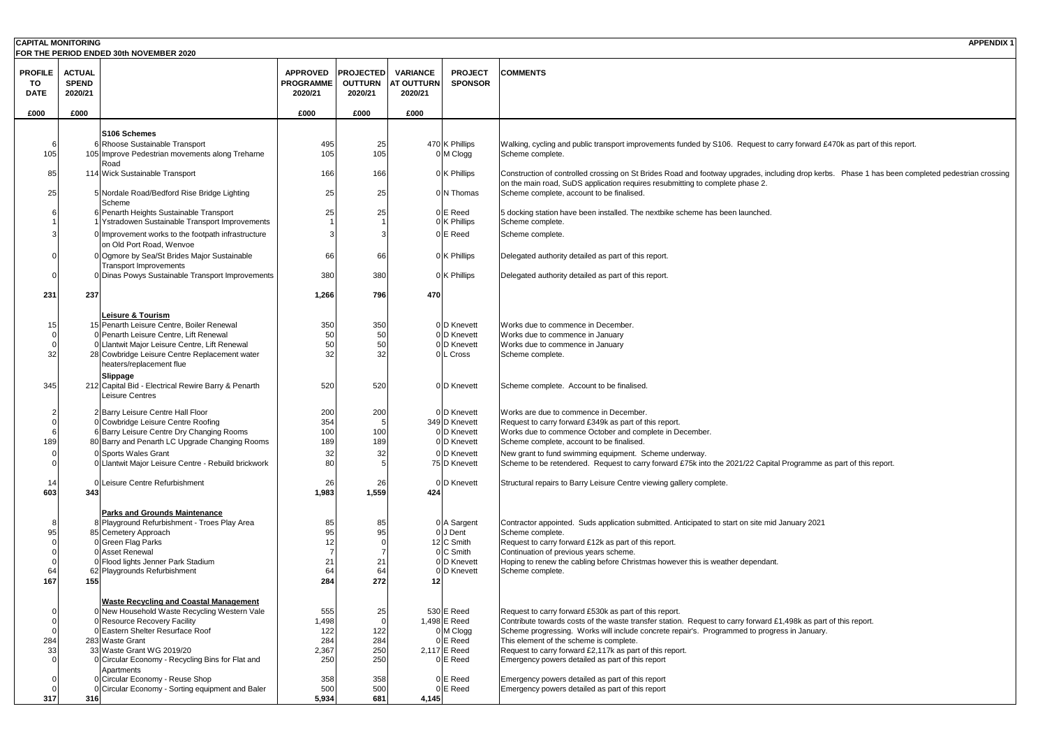**CAPITAL MONITORING** **APPENDIX 1**

**FOR THE PERIOD ENDED 30th NOVEMBER 2020**

| PROFILE TO DATE | ACTUAL SPEND 2020/21 | | APPROVED PROGRAMME 2020/21 | PROJECTED OUTTURN 2020/21 | VARIANCE AT OUTTURN 2020/21 | PROJECT SPONSOR | COMMENTS |
|---|---|---|---|---|---|---|---|
| £000 | £000 | | £000 | £000 | £000 | | |
| | | **S106 Schemes** | | | | | |
| 6 | 6 | Rhoose Sustainable Transport | 495 | 25 | 470 | K Phillips | Walking, cycling and public transport improvements funded by S106. Request to carry forward £470k as part of this report. |
| 105 | 105 | Improve Pedestrian movements along Treharne Road | 105 | 105 | 0 | M Clogg | Scheme complete. |
| 85 | 114 | Wick Sustainable Transport | 166 | 166 | 0 | K Phillips | Construction of controlled crossing on St Brides Road and footway upgrades, including drop kerbs. Phase 1 has been completed pedestrian crossing on the main road, SuDS application requires resubmitting to complete phase 2. |
| 25 | 5 | Nordale Road/Bedford Rise Bridge Lighting Scheme | 25 | 25 | 0 | N Thomas | Scheme complete, account to be finalised. |
| 6 | 6 | Penarth Heights Sustainable Transport | 25 | 25 | 0 | E Reed | 5 docking station have been installed. The nextbike scheme has been launched. |
| 1 | 1 | Ystradowen Sustainable Transport Improvements | 1 | 1 | 0 | K Phillips | Scheme complete. |
| 3 | 0 | Improvement works to the footpath infrastructure on Old Port Road, Wenvoe | 3 | 3 | 0 | E Reed | Scheme complete. |
| 0 | 0 | Ogmore by Sea/St Brides Major Sustainable Transport Improvements | 66 | 66 | 0 | K Phillips | Delegated authority detailed as part of this report. |
| 0 | 0 | Dinas Powys Sustainable Transport Improvements | 380 | 380 | 0 | K Phillips | Delegated authority detailed as part of this report. |
| **231** | **237** | | **1,266** | **796** | **470** | | |
| | | **Leisure & Tourism** | | | | | |
| 15 | 15 | Penarth Leisure Centre, Boiler Renewal | 350 | 350 | 0 | D Knevett | Works due to commence in December. |
| 0 | 0 | Penarth Leisure Centre, Lift Renewal | 50 | 50 | 0 | D Knevett | Works due to commence in January |
| 0 | 0 | Llantwit Major Leisure Centre, Lift Renewal | 50 | 50 | 0 | D Knevett | Works due to commence in January |
| 32 | 28 | Cowbridge Leisure Centre Replacement water heaters/replacement flue | 32 | 32 | 0 | L Cross | Scheme complete. |
| | | **Slippage** | | | | | |
| 345 | 212 | Capital Bid - Electrical Rewire Barry & Penarth Leisure Centres | 520 | 520 | 0 | D Knevett | Scheme complete. Account to be finalised. |
| 2 | 2 | Barry Leisure Centre Hall Floor | 200 | 200 | 0 | D Knevett | Works are due to commence in December. |
| 0 | 0 | Cowbridge Leisure Centre Roofing | 354 | 5 | 349 | D Knevett | Request to carry forward £349k as part of this report. |
| 6 | 6 | Barry Leisure Centre Dry Changing Rooms | 100 | 100 | 0 | D Knevett | Works due to commence October and complete in December. |
| 189 | 80 | Barry and Penarth LC Upgrade Changing Rooms | 189 | 189 | 0 | D Knevett | Scheme complete, account to be finalised. |
| 0 | 0 | Sports Wales Grant | 32 | 32 | 0 | D Knevett | New grant to fund swimming equipment. Scheme underway. |
| 0 | 0 | Llantwit Major Leisure Centre - Rebuild brickwork | 80 | 5 | 75 | D Knevett | Scheme to be retendered. Request to carry forward £75k into the 2021/22 Capital Programme as part of this report. |
| 14 | 0 | Leisure Centre Refurbishment | 26 | 26 | 0 | D Knevett | Structural repairs to Barry Leisure Centre viewing gallery complete. |
| **603** | **343** | | **1,983** | **1,559** | **424** | | |
| | | **Parks and Grounds Maintenance** | | | | | |
| 8 | 8 | Playground Refurbishment - Troes Play Area | 85 | 85 | 0 | A Sargent | Contractor appointed. Suds application submitted. Anticipated to start on site mid January 2021 |
| 95 | 85 | Cemetery Approach | 95 | 95 | 0 | J Dent | Scheme complete. |
| 0 | 0 | Green Flag Parks | 12 | 0 | 12 | C Smith | Request to carry forward £12k as part of this report. |
| 0 | 0 | Asset Renewal | 7 | 7 | 0 | C Smith | Continuation of previous years scheme. |
| 0 | 0 | Flood lights Jenner Park Stadium | 21 | 21 | 0 | D Knevett | Hoping to renew the cabling before Christmas however this is weather dependant. |
| 64 | 62 | Playgrounds Refurbishment | 64 | 64 | 0 | D Knevett | Scheme complete. |
| **167** | **155** | | **284** | **272** | **12** | | |
| | | **Waste Recycling and Coastal Management** | | | | | |
| 0 | 0 | New Household Waste Recycling Western Vale | 555 | 25 | 530 | E Reed | Request to carry forward £530k as part of this report. |
| 0 | 0 | Resource Recovery Facility | 1,498 | 0 | 1,498 | E Reed | Contribute towards costs of the waste transfer station. Request to carry forward £1,498k as part of this report. |
| 0 | 0 | Eastern Shelter Resurface Roof | 122 | 122 | 0 | M Clogg | Scheme progressing. Works will include concrete repair's. Programmed to progress in January. |
| 284 | 283 | Waste Grant | 284 | 284 | 0 | E Reed | This element of the scheme is complete. |
| 33 | 33 | Waste Grant WG 2019/20 | 2,367 | 250 | 2,117 | E Reed | Request to carry forward £2,117k as part of this report. |
| 0 | 0 | Circular Economy - Recycling Bins for Flat and Apartments | 250 | 250 | 0 | E Reed | Emergency powers detailed as part of this report |
| 0 | 0 | Circular Economy - Reuse Shop | 358 | 358 | 0 | E Reed | Emergency powers detailed as part of this report |
| 0 | 0 | Circular Economy - Sorting equipment and Baler | 500 | 500 | 0 | E Reed | Emergency powers detailed as part of this report |
| **317** | **316** | | **5,934** | **681** | **4,145** | | |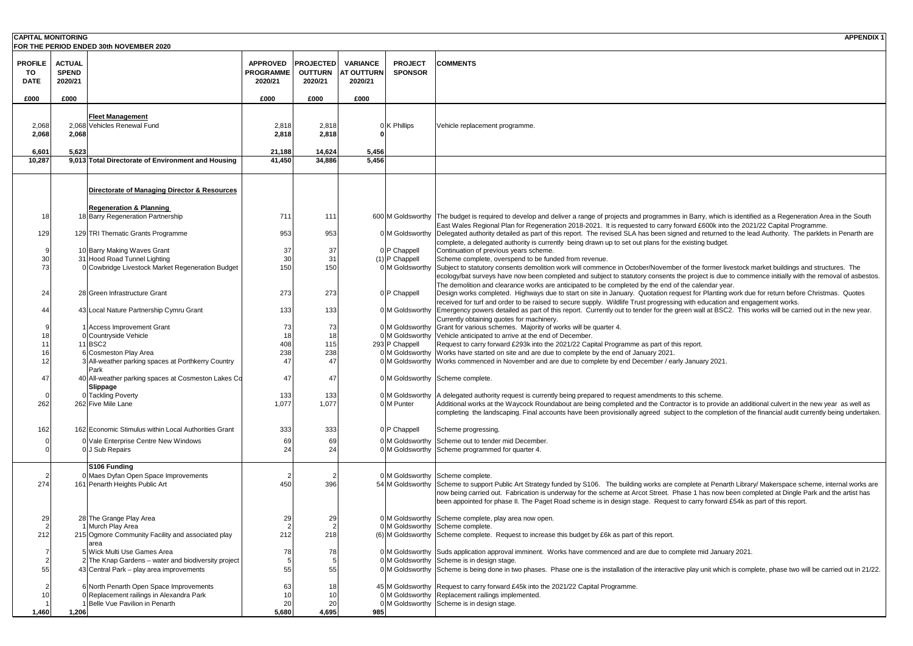**CAPITAL MONITORING** **APPENDIX 1**

**FOR THE PERIOD ENDED 30th NOVEMBER 2020**

| PROFILE TO DATE | ACTUAL SPEND 2020/21 | | APPROVED PROGRAMME 2020/21 | PROJECTED OUTTURN 2020/21 | VARIANCE AT OUTTURN 2020/21 | PROJECT SPONSOR | COMMENTS |
|---|---|---|---|---|---|---|---|
| £000 | £000 | | £000 | £000 | £000 | | |
| | | **Fleet Management** | | | | | |
| 2,068 | 2,068 | Vehicles Renewal Fund | 2,818 | 2,818 | 0 | K Phillips | Vehicle replacement programme. |
| **2,068** | **2,068** | | **2,818** | **2,818** | **0** | | |
| **6,601** | **5,623** | | **21,188** | **14,624** | **5,456** | | |
| **10,287** | **9,013** | **Total Directorate of Environment and Housing** | **41,450** | **34,886** | **5,456** | | |
| | | **Directorate of Managing Director & Resources** | | | | | |
| | | **Regeneration & Planning** | | | | | |
| 18 | 18 | Barry Regeneration Partnership | 711 | 111 | 600 | M Goldsworthy | The budget is required to develop and deliver a range of projects and programmes in Barry, which is identified as a Regeneration Area in the South East Wales Regional Plan for Regeneration 2018-2021. It is requested to carry forward £600k into the 2021/22 Capital Programme. |
| 129 | 129 | TRI Thematic Grants Programme | 953 | 953 | 0 | M Goldsworthy | Delegated authority detailed as part of this report. The revised SLA has been signed and returned to the lead Authority. The parklets in Penarth are complete, a delegated authority is currently being drawn up to set out plans for the existing budget. |
| 9 | 10 | Barry Making Waves Grant | 37 | 37 | 0 | P Chappell | Continuation of previous years scheme. |
| 30 | 31 | Hood Road Tunnel Lighting | 30 | 31 | (1) | P Chappell | Scheme complete, overspend to be funded from revenue. |
| 73 | 0 | Cowbridge Livestock Market Regeneration Budget | 150 | 150 | 0 | M Goldsworthy | Subject to statutory consents demolition work will commence in October/November of the former livestock market buildings and structures. The ecology/bat surveys have now been completed and subject to statutory consents the project is due to commence initially with the removal of asbestos. The demolition and clearance works are anticipated to be completed by the end of the calendar year. |
| 24 | 28 | Green Infrastructure Grant | 273 | 273 | 0 | P Chappell | Design works completed. Highways due to start on site in January. Quotation request for Planting work due for return before Christmas. Quotes received for turf and order to be raised to secure supply. Wildlife Trust progressing with education and engagement works. |
| 44 | 43 | Local Nature Partnership Cymru Grant | 133 | 133 | 0 | M Goldsworthy | Emergency powers detailed as part of this report. Currently out to tender for the green wall at BSC2. This works will be carried out in the new year. Currently obtaining quotes for machinery. |
| 9 | 1 | Access Improvement Grant | 73 | 73 | 0 | M Goldsworthy | Grant for various schemes. Majority of works will be quarter 4. |
| 18 | 0 | Countryside Vehicle | 18 | 18 | 0 | M Goldsworthy | Vehicle anticipated to arrive at the end of December. |
| 11 | 11 | BSC2 | 408 | 115 | 293 | P Chappell | Request to carry forward £293k into the 2021/22 Capital Programme as part of this report. |
| 16 | 6 | Cosmeston Play Area | 238 | 238 | 0 | M Goldsworthy | Works have started on site and are due to complete by the end of January 2021. |
| 12 | 3 | All-weather parking spaces at Porthkerry Country Park | 47 | 47 | 0 | M Goldsworthy | Works commenced in November and are due to complete by end December / early January 2021. |
| 47 | 40 | All-weather parking spaces at Cosmeston Lakes Co | 47 | 47 | 0 | M Goldsworthy | Scheme complete. |
| | | **Slippage** | | | | | |
| 0 | 0 | Tackling Poverty | 133 | 133 | 0 | M Goldsworthy | A delegated authority request is currently being prepared to request amendments to this scheme. |
| 262 | 262 | Five Mile Lane | 1,077 | 1,077 | 0 | M Punter | Additional works at the Waycock Roundabout are being completed and the Contractor is to provide an additional culvert in the new year as well as completing the landscaping. Final accounts have been provisionally agreed subject to the completion of the financial audit currently being undertaken. |
| 162 | 162 | Economic Stimulus within Local Authorities Grant | 333 | 333 | 0 | P Chappell | Scheme progressing. |
| 0 | 0 | Vale Enterprise Centre New Windows | 69 | 69 | 0 | M Goldsworthy | Scheme out to tender mid December. |
| 0 | 0 | J Sub Repairs | 24 | 24 | 0 | M Goldsworthy | Scheme programmed for quarter 4. |
| | | **S106 Funding** | | | | | |
| 2 | 0 | Maes Dyfan Open Space Improvements | 2 | 2 | 0 | M Goldsworthy | Scheme complete. |
| 274 | 161 | Penarth Heights Public Art | 450 | 396 | 54 | M Goldsworthy | Scheme to support Public Art Strategy funded by S106. The building works are complete at Penarth Library/ Makerspace scheme, internal works are now being carried out. Fabrication is underway for the scheme at Arcot Street. Phase 1 has now been completed at Dingle Park and the artist has been appointed for phase II. The Paget Road scheme is in design stage. Request to carry forward £54k as part of this report. |
| 29 | 28 | The Grange Play Area | 29 | 29 | 0 | M Goldsworthy | Scheme complete, play area now open. |
| 2 | 1 | Murch Play Area | 2 | 2 | 0 | M Goldsworthy | Scheme complete. |
| 212 | 215 | Ogmore Community Facility and associated play area | 212 | 218 | (6) | M Goldsworthy | Scheme complete. Request to increase this budget by £6k as part of this report. |
| 7 | 5 | Wick Multi Use Games Area | 78 | 78 | 0 | M Goldsworthy | Suds application approval imminent. Works have commenced and are due to complete mid January 2021. |
| 2 | 2 | The Knap Gardens – water and biodiversity project | 5 | 5 | 0 | M Goldsworthy | Scheme is in design stage. |
| 55 | 43 | Central Park – play area improvements | 55 | 55 | 0 | M Goldsworthy | Scheme is being done in two phases. Phase one is the installation of the interactive play unit which is complete, phase two will be carried out in 21/22. |
| 2 | 6 | North Penarth Open Space Improvements | 63 | 18 | 45 | M Goldsworthy | Request to carry forward £45k into the 2021/22 Capital Programme. |
| 10 | 0 | Replacement railings in Alexandra Park | 10 | 10 | 0 | M Goldsworthy | Replacement railings implemented. |
| 1 | 1 | Belle Vue Pavilion in Penarth | 20 | 20 | 0 | M Goldsworthy | Scheme is in design stage. |
| **1,460** | **1,206** | | **5,680** | **4,695** | **985** | | |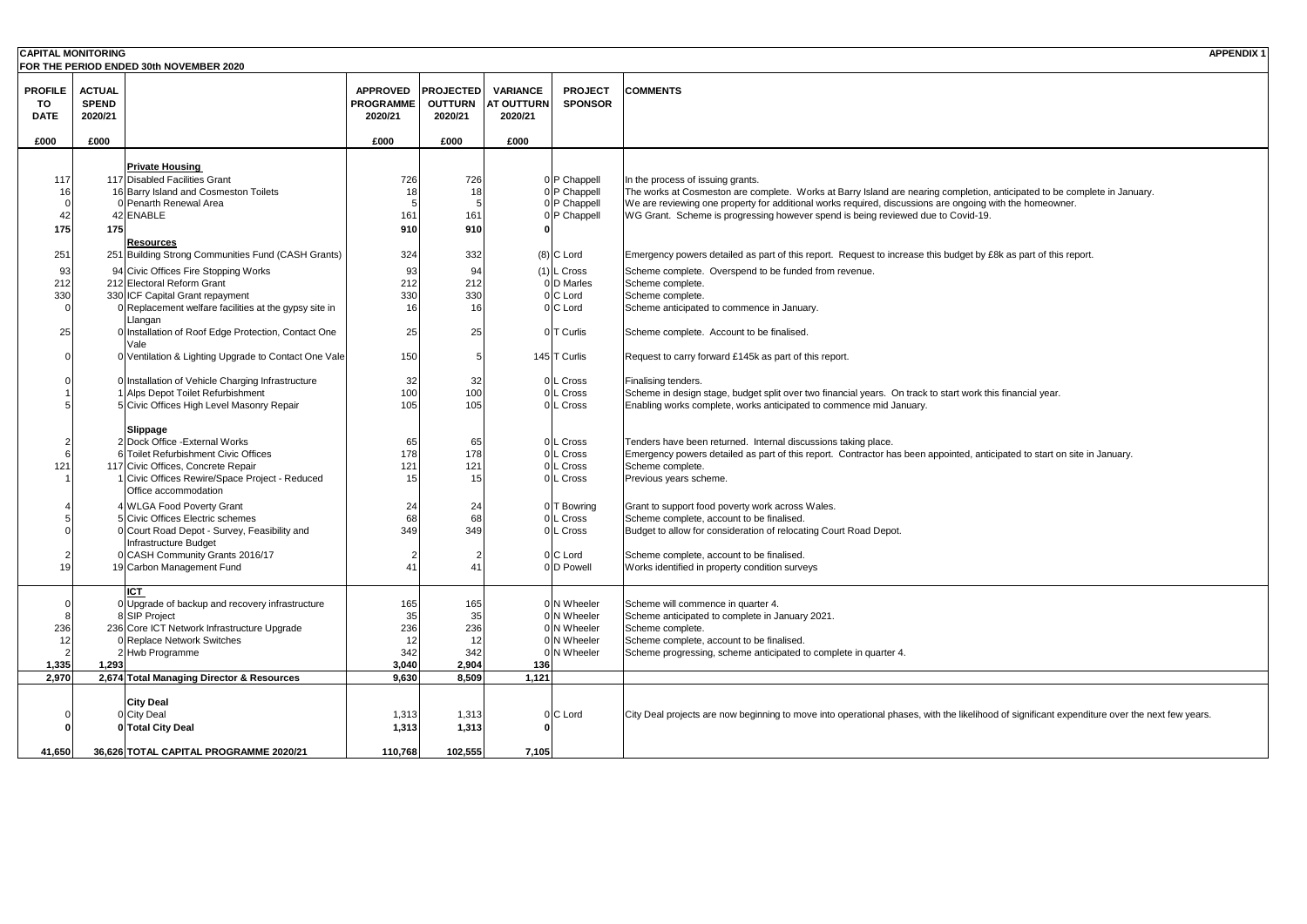**CAPITAL MONITORING** **APPENDIX 1**

**FOR THE PERIOD ENDED 30th NOVEMBER 2020**

| PROFILE TO DATE | ACTUAL SPEND 2020/21 | | APPROVED PROGRAMME 2020/21 | PROJECTED OUTTURN 2020/21 | VARIANCE AT OUTTURN 2020/21 | PROJECT SPONSOR | COMMENTS |
|---|---|---|---|---|---|---|---|
| £000 | £000 | | £000 | £000 | £000 | | |
| | | **Private Housing** | | | | | |
| 117 | 117 | Disabled Facilities Grant | 726 | 726 | 0 | P Chappell | In the process of issuing grants. |
| 16 | 16 | Barry Island and Cosmeston Toilets | 18 | 18 | 0 | P Chappell | The works at Cosmeston are complete. Works at Barry Island are nearing completion, anticipated to be complete in January. |
| 0 | 0 | Penarth Renewal Area | 5 | 5 | 0 | P Chappell | We are reviewing one property for additional works required, discussions are ongoing with the homeowner. |
| 42 | 42 | ENABLE | 161 | 161 | 0 | P Chappell | WG Grant. Scheme is progressing however spend is being reviewed due to Covid-19. |
| **175** | **175** | | **910** | **910** | **0** | | |
| | | **Resources** | | | | | |
| 251 | 251 | Building Strong Communities Fund (CASH Grants) | 324 | 332 | (8) | C Lord | Emergency powers detailed as part of this report. Request to increase this budget by £8k as part of this report. |
| 93 | 94 | Civic Offices Fire Stopping Works | 93 | 94 | (1) | L Cross | Scheme complete. Overspend to be funded from revenue. |
| 212 | 212 | Electoral Reform Grant | 212 | 212 | 0 | D Marles | Scheme complete. |
| 330 | 330 | ICF Capital Grant repayment | 330 | 330 | 0 | C Lord | Scheme complete. |
| 0 | 0 | Replacement welfare facilities at the gypsy site in Llangan | 16 | 16 | 0 | C Lord | Scheme anticipated to commence in January. |
| 25 | 0 | Installation of Roof Edge Protection, Contact One Vale | 25 | 25 | 0 | T Curlis | Scheme complete. Account to be finalised. |
| 0 | 0 | Ventilation & Lighting Upgrade to Contact One Vale | 150 | 5 | 145 | T Curlis | Request to carry forward £145k as part of this report. |
| 0 | 0 | Installation of Vehicle Charging Infrastructure | 32 | 32 | 0 | L Cross | Finalising tenders. |
| 1 | 1 | Alps Depot Toilet Refurbishment | 100 | 100 | 0 | L Cross | Scheme in design stage, budget split over two financial years. On track to start work this financial year. |
| 5 | 5 | Civic Offices High Level Masonry Repair | 105 | 105 | 0 | L Cross | Enabling works complete, works anticipated to commence mid January. |
| | | **Slippage** | | | | | |
| 2 | 2 | Dock Office -External Works | 65 | 65 | 0 | L Cross | Tenders have been returned. Internal discussions taking place. |
| 6 | 6 | Toilet Refurbishment Civic Offices | 178 | 178 | 0 | L Cross | Emergency powers detailed as part of this report. Contractor has been appointed, anticipated to start on site in January. |
| 121 | 117 | Civic Offices, Concrete Repair | 121 | 121 | 0 | L Cross | Scheme complete. |
| 1 | 1 | Civic Offices Rewire/Space Project - Reduced Office accommodation | 15 | 15 | 0 | L Cross | Previous years scheme. |
| 4 | 4 | WLGA Food Poverty Grant | 24 | 24 | 0 | T Bowring | Grant to support food poverty work across Wales. |
| 5 | 5 | Civic Offices Electric schemes | 68 | 68 | 0 | L Cross | Scheme complete, account to be finalised. |
| 0 | 0 | Court Road Depot - Survey, Feasibility and Infrastructure Budget | 349 | 349 | 0 | L Cross | Budget to allow for consideration of relocating Court Road Depot. |
| 2 | 0 | CASH Community Grants 2016/17 | 2 | 2 | 0 | C Lord | Scheme complete, account to be finalised. |
| 19 | 19 | Carbon Management Fund | 41 | 41 | 0 | D Powell | Works identified in property condition surveys |
| | | **ICT** | | | | | |
| 0 | 0 | Upgrade of backup and recovery infrastructure | 165 | 165 | 0 | N Wheeler | Scheme will commence in quarter 4. |
| 8 | 8 | SIP Project | 35 | 35 | 0 | N Wheeler | Scheme anticipated to complete in January 2021. |
| 236 | 236 | Core ICT Network Infrastructure Upgrade | 236 | 236 | 0 | N Wheeler | Scheme complete. |
| 12 | 0 | Replace Network Switches | 12 | 12 | 0 | N Wheeler | Scheme complete, account to be finalised. |
| 2 | 2 | Hwb Programme | 342 | 342 | 0 | N Wheeler | Scheme progressing, scheme anticipated to complete in quarter 4. |
| **1,335** | **1,293** | | **3,040** | **2,904** | **136** | | |
| **2,970** | **2,674** | **Total Managing Director & Resources** | **9,630** | **8,509** | **1,121** | | |
| | | **City Deal** | | | | | |
| 0 | 0 | City Deal | 1,313 | 1,313 | 0 | C Lord | City Deal projects are now beginning to move into operational phases, with the likelihood of significant expenditure over the next few years. |
| **0** | **0** | **Total City Deal** | **1,313** | **1,313** | **0** | | |
| **41,650** | **36,626** | **TOTAL CAPITAL PROGRAMME 2020/21** | **110,768** | **102,555** | **7,105** | | |